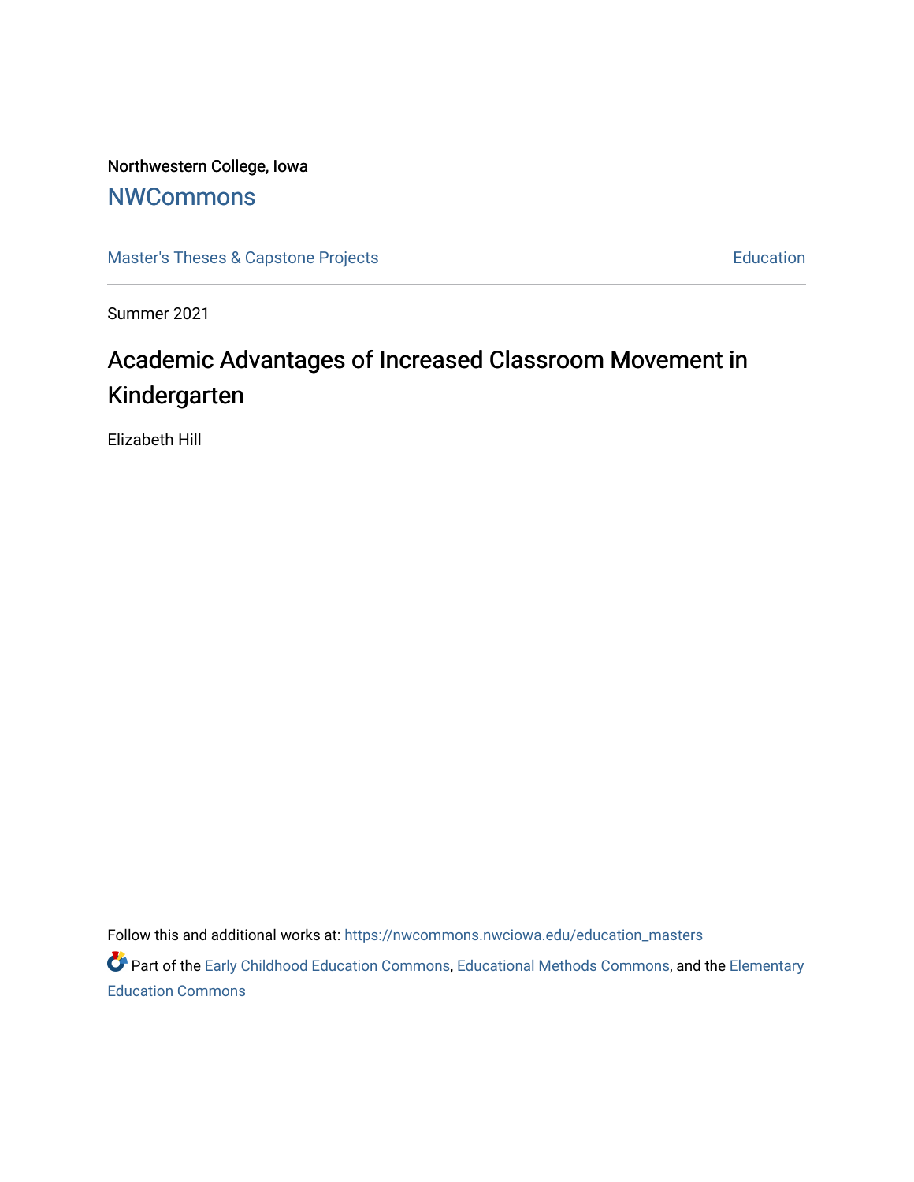Northwestern College, Iowa

## NWCommons

Master's Theses & Capstone Projects

Education

Summer 2021

# Academic Advantages of Increased Classroom Movement in Kindergarten

Elizabeth Hill

Follow this and additional works at: https://nwcommons.nwciowa.edu/education_masters

Part of the Early Childhood Education Commons, Educational Methods Commons, and the Elementary Education Commons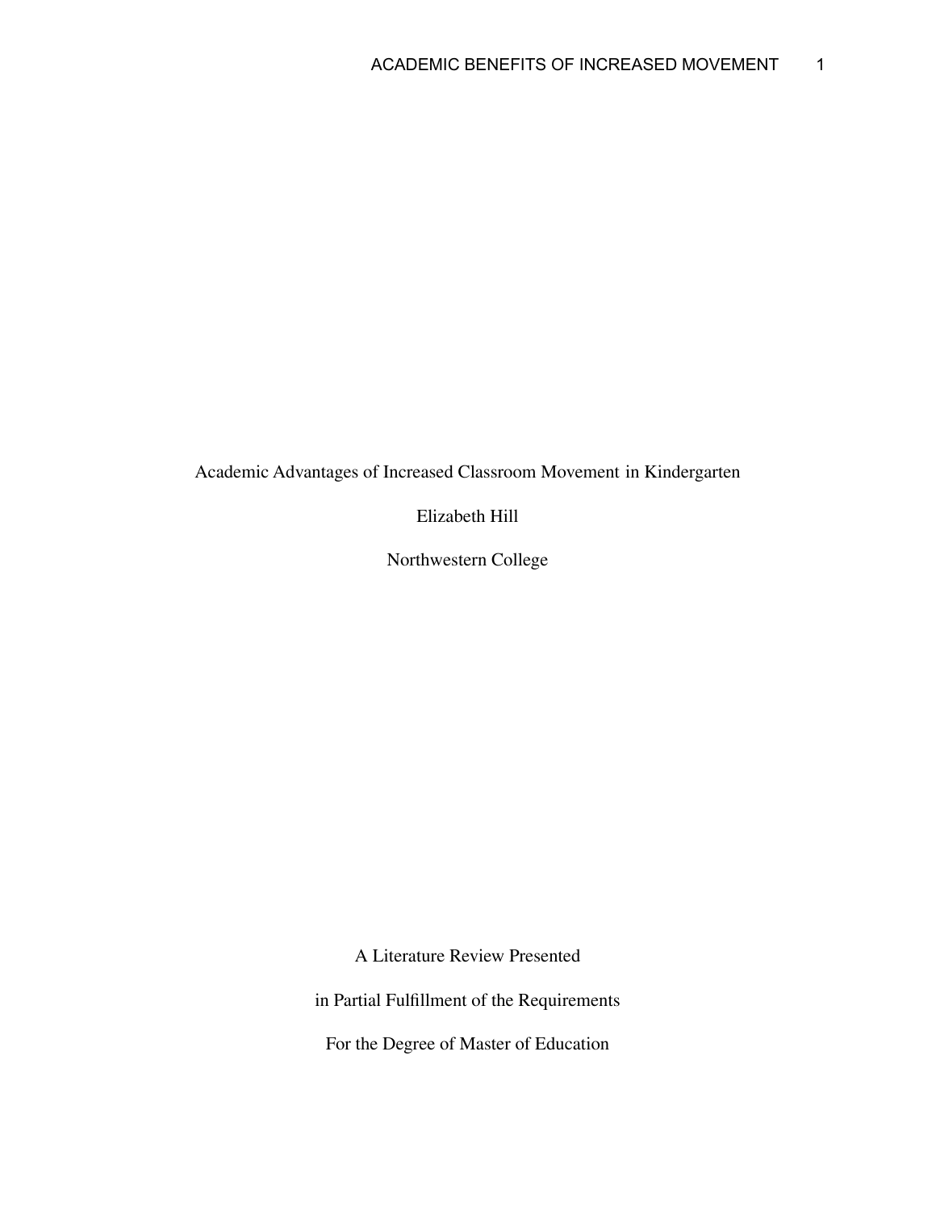Academic Advantages of Increased Classroom Movement in Kindergarten

Elizabeth Hill

Northwestern College

A Literature Review Presented

in Partial Fulfillment of the Requirements

For the Degree of Master of Education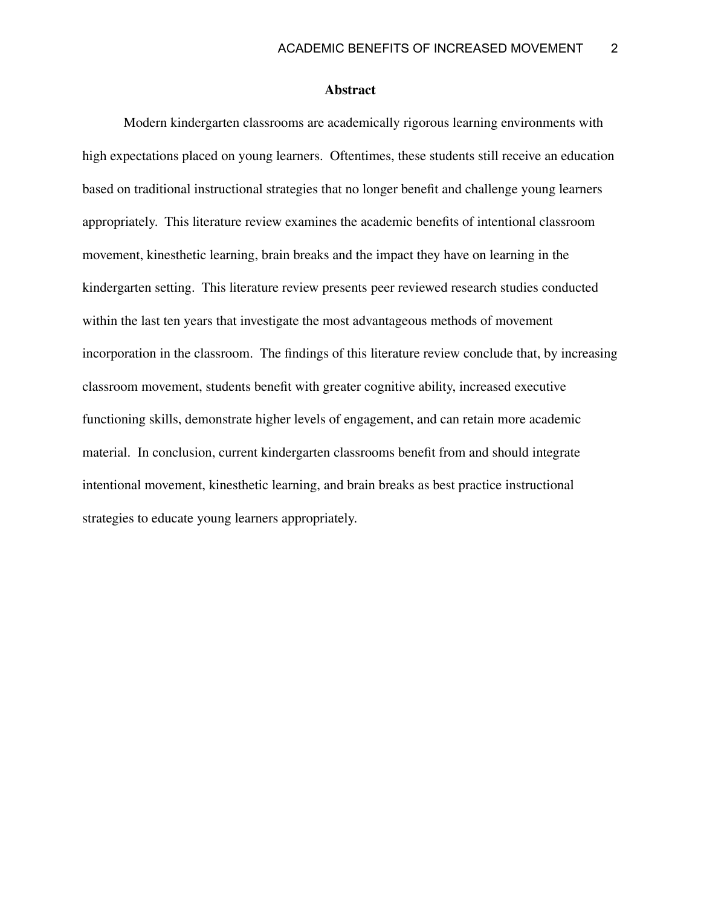## Abstract

Modern kindergarten classrooms are academically rigorous learning environments with high expectations placed on young learners. Oftentimes, these students still receive an education based on traditional instructional strategies that no longer benefit and challenge young learners appropriately. This literature review examines the academic benefits of intentional classroom movement, kinesthetic learning, brain breaks and the impact they have on learning in the kindergarten setting. This literature review presents peer reviewed research studies conducted within the last ten years that investigate the most advantageous methods of movement incorporation in the classroom. The findings of this literature review conclude that, by increasing classroom movement, students benefit with greater cognitive ability, increased executive functioning skills, demonstrate higher levels of engagement, and can retain more academic material. In conclusion, current kindergarten classrooms benefit from and should integrate intentional movement, kinesthetic learning, and brain breaks as best practice instructional strategies to educate young learners appropriately.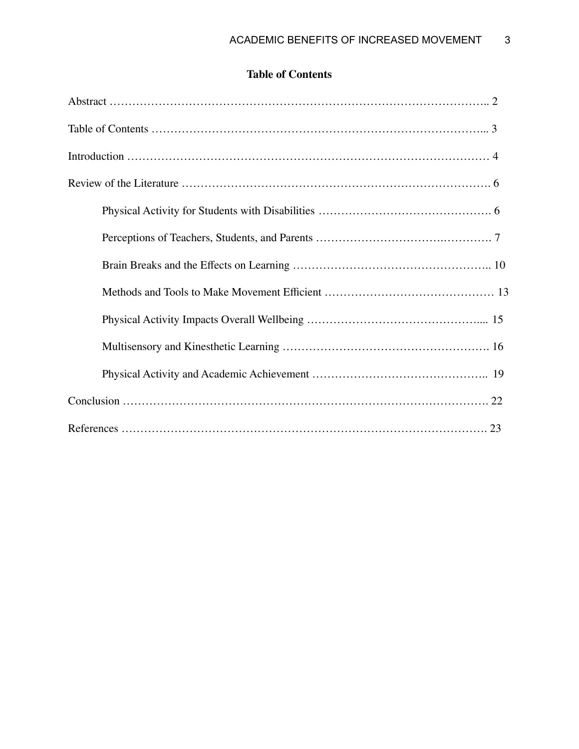# Table of Contents

Abstract ……………………………………………………………………………………….. 2

Table of Contents ……………………………………………………………………………... 3

Introduction ………………………………………………………………………………… 4

Review of the Literature ……………………………………………………………………. 6

- Physical Activity for Students with Disabilities ………………………………………. 6
- Perceptions of Teachers, Students, and Parents …………………………….…………. 7
- Brain Breaks and the Effects on Learning …………………………………………….. 10
- Methods and Tools to Make Movement Efficient ……………………………………… 13
- Physical Activity Impacts Overall Wellbeing ……………………………………….... 15
- Multisensory and Kinesthetic Learning ………………………………………………. 16
- Physical Activity and Academic Achievement ……………………………………….. 19

Conclusion …………………………………………………………………………………. 22

References …………………………………………………………………………………. 23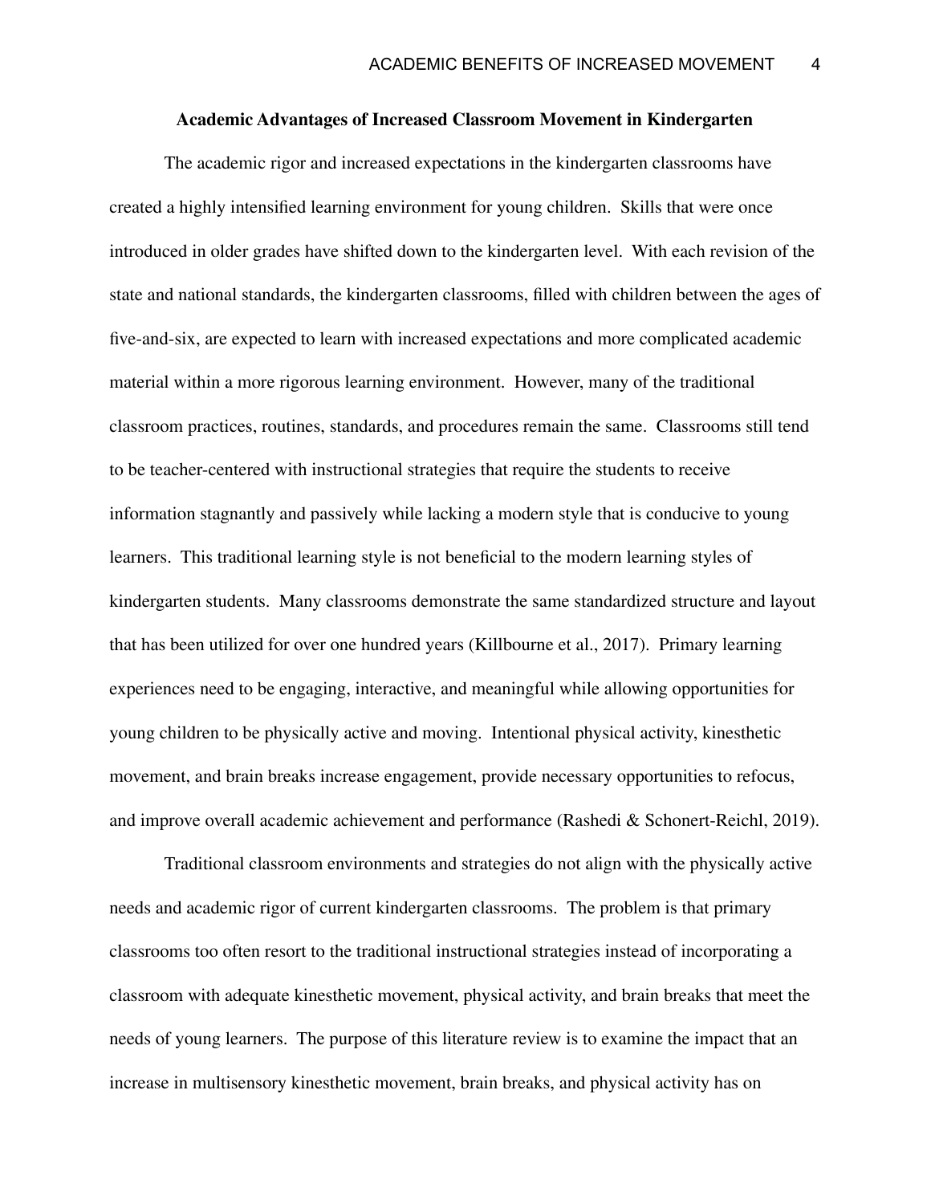## Academic Advantages of Increased Classroom Movement in Kindergarten

The academic rigor and increased expectations in the kindergarten classrooms have created a highly intensified learning environment for young children. Skills that were once introduced in older grades have shifted down to the kindergarten level. With each revision of the state and national standards, the kindergarten classrooms, filled with children between the ages of five-and-six, are expected to learn with increased expectations and more complicated academic material within a more rigorous learning environment. However, many of the traditional classroom practices, routines, standards, and procedures remain the same. Classrooms still tend to be teacher-centered with instructional strategies that require the students to receive information stagnantly and passively while lacking a modern style that is conducive to young learners. This traditional learning style is not beneficial to the modern learning styles of kindergarten students. Many classrooms demonstrate the same standardized structure and layout that has been utilized for over one hundred years (Killbourne et al., 2017). Primary learning experiences need to be engaging, interactive, and meaningful while allowing opportunities for young children to be physically active and moving. Intentional physical activity, kinesthetic movement, and brain breaks increase engagement, provide necessary opportunities to refocus, and improve overall academic achievement and performance (Rashedi & Schonert-Reichl, 2019).

Traditional classroom environments and strategies do not align with the physically active needs and academic rigor of current kindergarten classrooms. The problem is that primary classrooms too often resort to the traditional instructional strategies instead of incorporating a classroom with adequate kinesthetic movement, physical activity, and brain breaks that meet the needs of young learners. The purpose of this literature review is to examine the impact that an increase in multisensory kinesthetic movement, brain breaks, and physical activity has on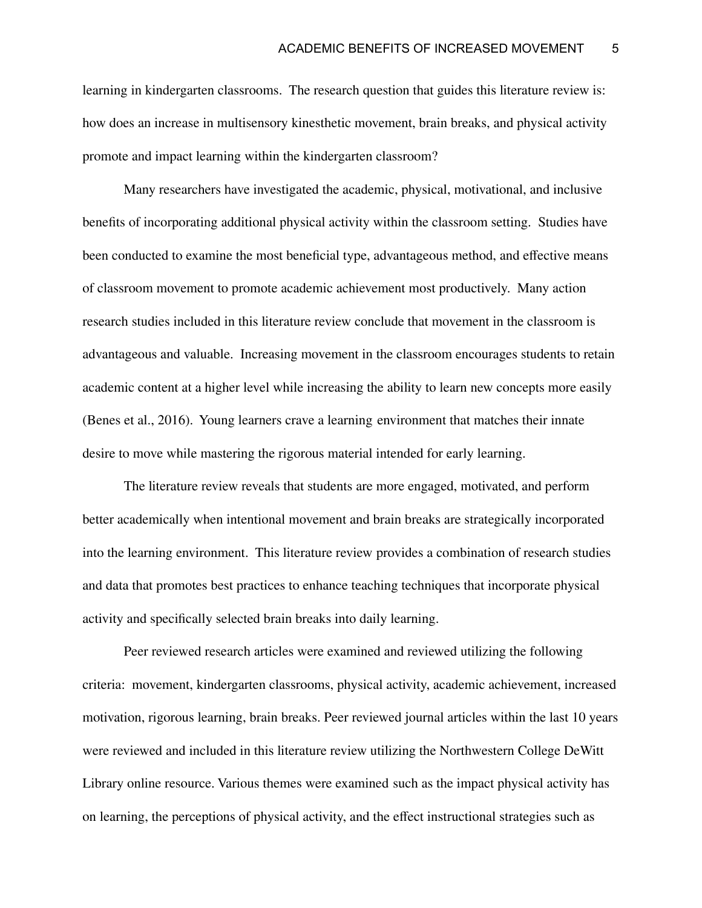learning in kindergarten classrooms. The research question that guides this literature review is: how does an increase in multisensory kinesthetic movement, brain breaks, and physical activity promote and impact learning within the kindergarten classroom?

Many researchers have investigated the academic, physical, motivational, and inclusive benefits of incorporating additional physical activity within the classroom setting. Studies have been conducted to examine the most beneficial type, advantageous method, and effective means of classroom movement to promote academic achievement most productively. Many action research studies included in this literature review conclude that movement in the classroom is advantageous and valuable. Increasing movement in the classroom encourages students to retain academic content at a higher level while increasing the ability to learn new concepts more easily (Benes et al., 2016). Young learners crave a learning environment that matches their innate desire to move while mastering the rigorous material intended for early learning.

The literature review reveals that students are more engaged, motivated, and perform better academically when intentional movement and brain breaks are strategically incorporated into the learning environment. This literature review provides a combination of research studies and data that promotes best practices to enhance teaching techniques that incorporate physical activity and specifically selected brain breaks into daily learning.

Peer reviewed research articles were examined and reviewed utilizing the following criteria: movement, kindergarten classrooms, physical activity, academic achievement, increased motivation, rigorous learning, brain breaks. Peer reviewed journal articles within the last 10 years were reviewed and included in this literature review utilizing the Northwestern College DeWitt Library online resource. Various themes were examined such as the impact physical activity has on learning, the perceptions of physical activity, and the effect instructional strategies such as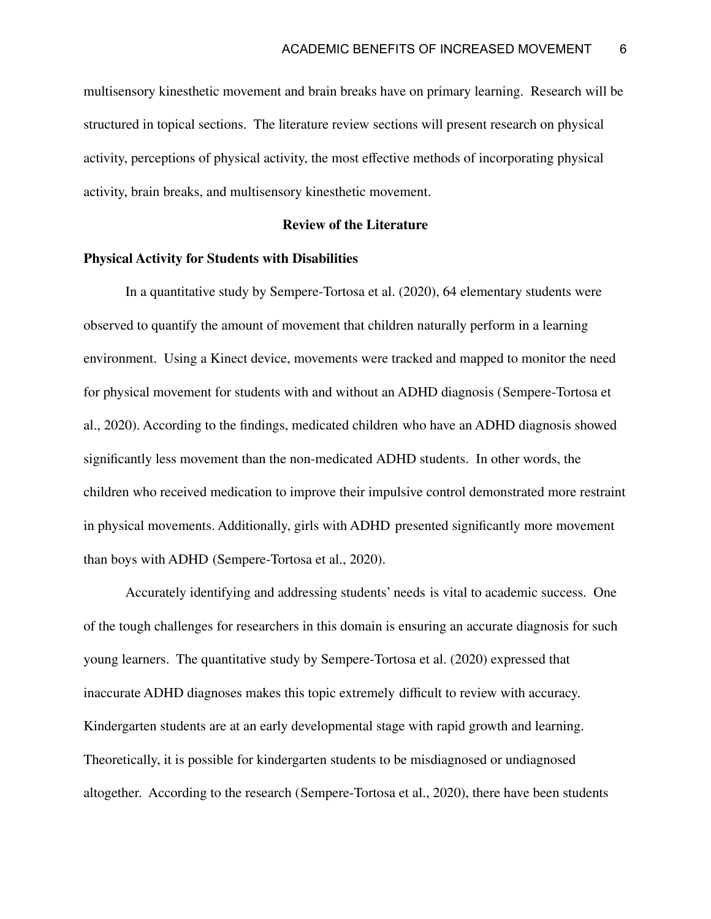multisensory kinesthetic movement and brain breaks have on primary learning. Research will be structured in topical sections. The literature review sections will present research on physical activity, perceptions of physical activity, the most effective methods of incorporating physical activity, brain breaks, and multisensory kinesthetic movement.

## Review of the Literature

### Physical Activity for Students with Disabilities

In a quantitative study by Sempere-Tortosa et al. (2020), 64 elementary students were observed to quantify the amount of movement that children naturally perform in a learning environment. Using a Kinect device, movements were tracked and mapped to monitor the need for physical movement for students with and without an ADHD diagnosis (Sempere-Tortosa et al., 2020). According to the findings, medicated children who have an ADHD diagnosis showed significantly less movement than the non-medicated ADHD students. In other words, the children who received medication to improve their impulsive control demonstrated more restraint in physical movements. Additionally, girls with ADHD presented significantly more movement than boys with ADHD (Sempere-Tortosa et al., 2020).

Accurately identifying and addressing students' needs is vital to academic success. One of the tough challenges for researchers in this domain is ensuring an accurate diagnosis for such young learners. The quantitative study by Sempere-Tortosa et al. (2020) expressed that inaccurate ADHD diagnoses makes this topic extremely difficult to review with accuracy. Kindergarten students are at an early developmental stage with rapid growth and learning. Theoretically, it is possible for kindergarten students to be misdiagnosed or undiagnosed altogether. According to the research (Sempere-Tortosa et al., 2020), there have been students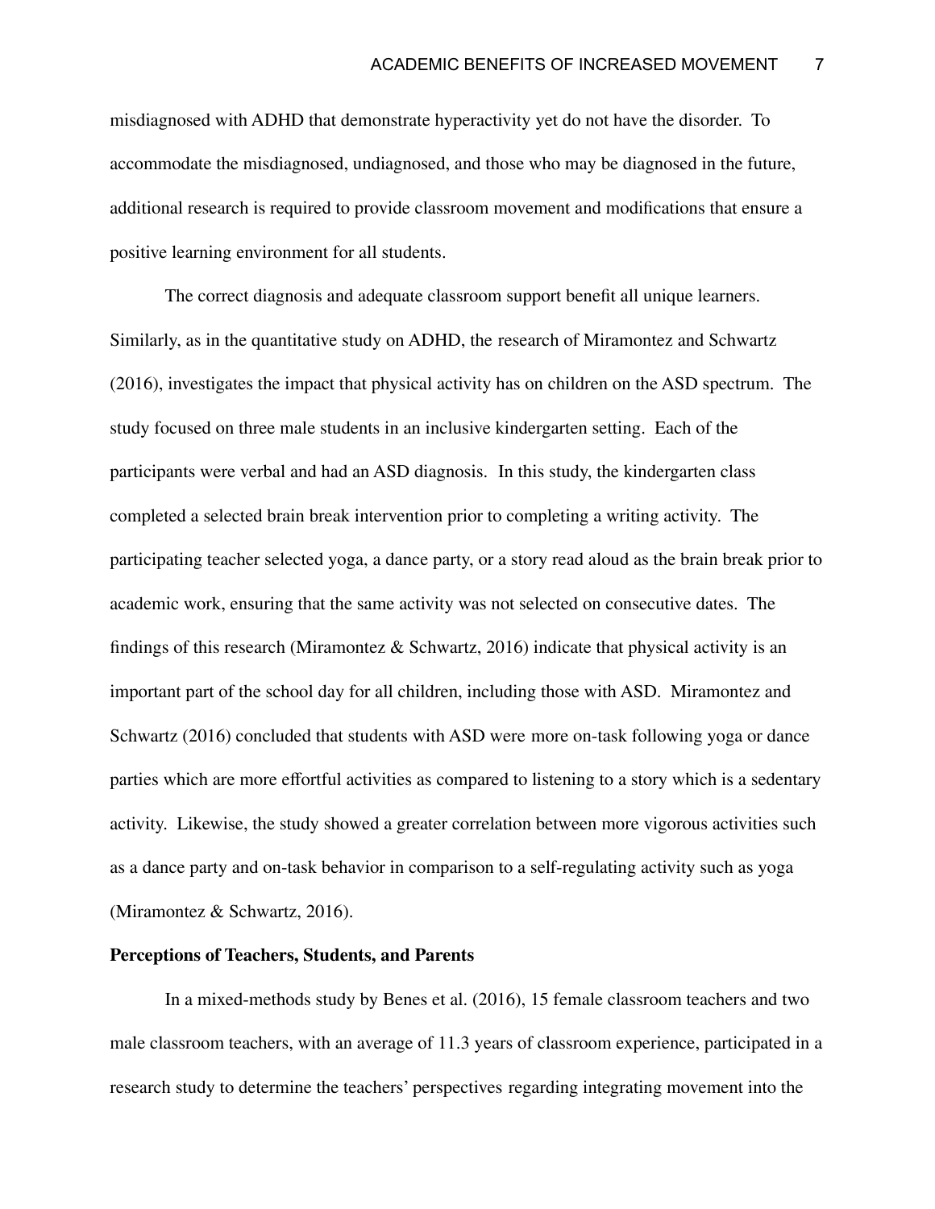misdiagnosed with ADHD that demonstrate hyperactivity yet do not have the disorder. To accommodate the misdiagnosed, undiagnosed, and those who may be diagnosed in the future, additional research is required to provide classroom movement and modifications that ensure a positive learning environment for all students.

The correct diagnosis and adequate classroom support benefit all unique learners. Similarly, as in the quantitative study on ADHD, the research of Miramontez and Schwartz (2016), investigates the impact that physical activity has on children on the ASD spectrum. The study focused on three male students in an inclusive kindergarten setting. Each of the participants were verbal and had an ASD diagnosis. In this study, the kindergarten class completed a selected brain break intervention prior to completing a writing activity. The participating teacher selected yoga, a dance party, or a story read aloud as the brain break prior to academic work, ensuring that the same activity was not selected on consecutive dates. The findings of this research (Miramontez & Schwartz, 2016) indicate that physical activity is an important part of the school day for all children, including those with ASD. Miramontez and Schwartz (2016) concluded that students with ASD were more on-task following yoga or dance parties which are more effortful activities as compared to listening to a story which is a sedentary activity. Likewise, the study showed a greater correlation between more vigorous activities such as a dance party and on-task behavior in comparison to a self-regulating activity such as yoga (Miramontez & Schwartz, 2016).

## Perceptions of Teachers, Students, and Parents

In a mixed-methods study by Benes et al. (2016), 15 female classroom teachers and two male classroom teachers, with an average of 11.3 years of classroom experience, participated in a research study to determine the teachers' perspectives regarding integrating movement into the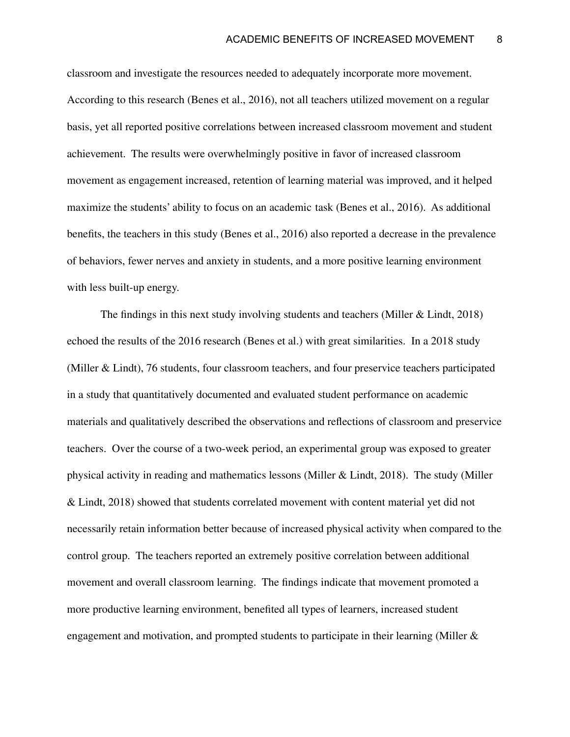classroom and investigate the resources needed to adequately incorporate more movement. According to this research (Benes et al., 2016), not all teachers utilized movement on a regular basis, yet all reported positive correlations between increased classroom movement and student achievement. The results were overwhelmingly positive in favor of increased classroom movement as engagement increased, retention of learning material was improved, and it helped maximize the students' ability to focus on an academic task (Benes et al., 2016). As additional benefits, the teachers in this study (Benes et al., 2016) also reported a decrease in the prevalence of behaviors, fewer nerves and anxiety in students, and a more positive learning environment with less built-up energy.

The findings in this next study involving students and teachers (Miller & Lindt, 2018) echoed the results of the 2016 research (Benes et al.) with great similarities. In a 2018 study (Miller & Lindt), 76 students, four classroom teachers, and four preservice teachers participated in a study that quantitatively documented and evaluated student performance on academic materials and qualitatively described the observations and reflections of classroom and preservice teachers. Over the course of a two-week period, an experimental group was exposed to greater physical activity in reading and mathematics lessons (Miller & Lindt, 2018). The study (Miller & Lindt, 2018) showed that students correlated movement with content material yet did not necessarily retain information better because of increased physical activity when compared to the control group. The teachers reported an extremely positive correlation between additional movement and overall classroom learning. The findings indicate that movement promoted a more productive learning environment, benefited all types of learners, increased student engagement and motivation, and prompted students to participate in their learning (Miller &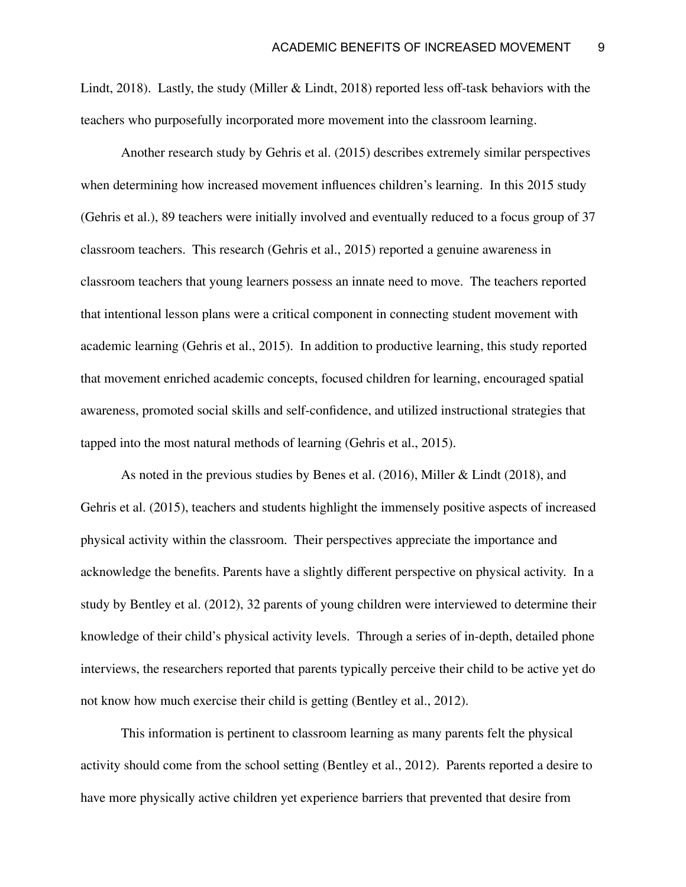Lindt, 2018). Lastly, the study (Miller & Lindt, 2018) reported less off-task behaviors with the teachers who purposefully incorporated more movement into the classroom learning.

Another research study by Gehris et al. (2015) describes extremely similar perspectives when determining how increased movement influences children's learning. In this 2015 study (Gehris et al.), 89 teachers were initially involved and eventually reduced to a focus group of 37 classroom teachers. This research (Gehris et al., 2015) reported a genuine awareness in classroom teachers that young learners possess an innate need to move. The teachers reported that intentional lesson plans were a critical component in connecting student movement with academic learning (Gehris et al., 2015). In addition to productive learning, this study reported that movement enriched academic concepts, focused children for learning, encouraged spatial awareness, promoted social skills and self-confidence, and utilized instructional strategies that tapped into the most natural methods of learning (Gehris et al., 2015).

As noted in the previous studies by Benes et al. (2016), Miller & Lindt (2018), and Gehris et al. (2015), teachers and students highlight the immensely positive aspects of increased physical activity within the classroom. Their perspectives appreciate the importance and acknowledge the benefits. Parents have a slightly different perspective on physical activity. In a study by Bentley et al. (2012), 32 parents of young children were interviewed to determine their knowledge of their child's physical activity levels. Through a series of in-depth, detailed phone interviews, the researchers reported that parents typically perceive their child to be active yet do not know how much exercise their child is getting (Bentley et al., 2012).

This information is pertinent to classroom learning as many parents felt the physical activity should come from the school setting (Bentley et al., 2012). Parents reported a desire to have more physically active children yet experience barriers that prevented that desire from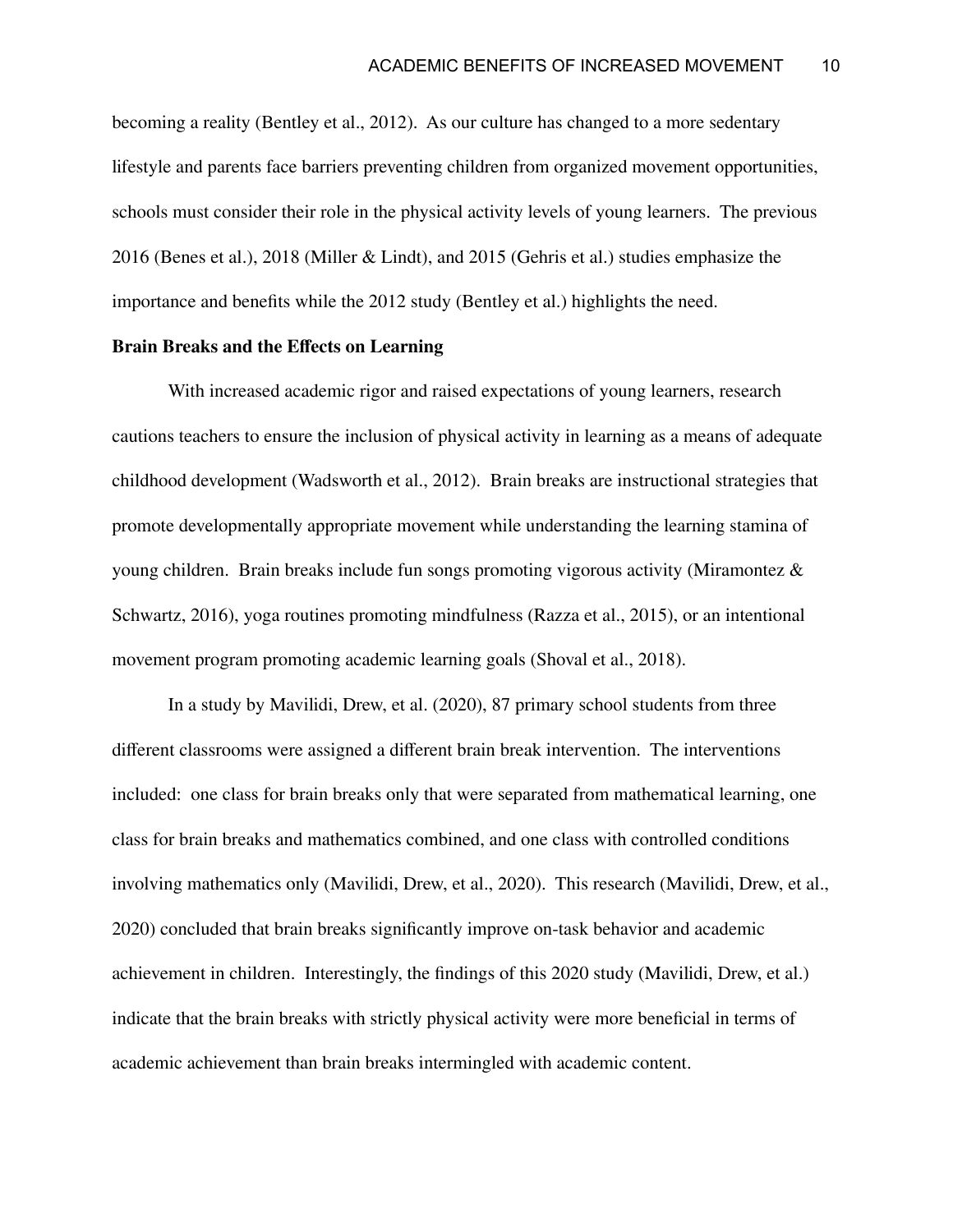becoming a reality (Bentley et al., 2012). As our culture has changed to a more sedentary lifestyle and parents face barriers preventing children from organized movement opportunities, schools must consider their role in the physical activity levels of young learners. The previous 2016 (Benes et al.), 2018 (Miller & Lindt), and 2015 (Gehris et al.) studies emphasize the importance and benefits while the 2012 study (Bentley et al.) highlights the need.

**Brain Breaks and the Effects on Learning**

With increased academic rigor and raised expectations of young learners, research cautions teachers to ensure the inclusion of physical activity in learning as a means of adequate childhood development (Wadsworth et al., 2012). Brain breaks are instructional strategies that promote developmentally appropriate movement while understanding the learning stamina of young children. Brain breaks include fun songs promoting vigorous activity (Miramontez & Schwartz, 2016), yoga routines promoting mindfulness (Razza et al., 2015), or an intentional movement program promoting academic learning goals (Shoval et al., 2018).

In a study by Mavilidi, Drew, et al. (2020), 87 primary school students from three different classrooms were assigned a different brain break intervention. The interventions included: one class for brain breaks only that were separated from mathematical learning, one class for brain breaks and mathematics combined, and one class with controlled conditions involving mathematics only (Mavilidi, Drew, et al., 2020). This research (Mavilidi, Drew, et al., 2020) concluded that brain breaks significantly improve on-task behavior and academic achievement in children. Interestingly, the findings of this 2020 study (Mavilidi, Drew, et al.) indicate that the brain breaks with strictly physical activity were more beneficial in terms of academic achievement than brain breaks intermingled with academic content.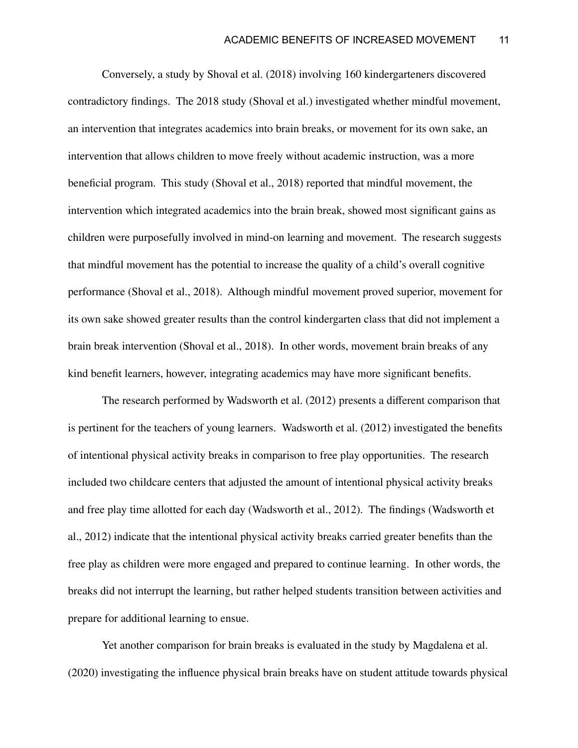Conversely, a study by Shoval et al. (2018) involving 160 kindergarteners discovered contradictory findings. The 2018 study (Shoval et al.) investigated whether mindful movement, an intervention that integrates academics into brain breaks, or movement for its own sake, an intervention that allows children to move freely without academic instruction, was a more beneficial program. This study (Shoval et al., 2018) reported that mindful movement, the intervention which integrated academics into the brain break, showed most significant gains as children were purposefully involved in mind-on learning and movement. The research suggests that mindful movement has the potential to increase the quality of a child's overall cognitive performance (Shoval et al., 2018). Although mindful movement proved superior, movement for its own sake showed greater results than the control kindergarten class that did not implement a brain break intervention (Shoval et al., 2018). In other words, movement brain breaks of any kind benefit learners, however, integrating academics may have more significant benefits.

The research performed by Wadsworth et al. (2012) presents a different comparison that is pertinent for the teachers of young learners. Wadsworth et al. (2012) investigated the benefits of intentional physical activity breaks in comparison to free play opportunities. The research included two childcare centers that adjusted the amount of intentional physical activity breaks and free play time allotted for each day (Wadsworth et al., 2012). The findings (Wadsworth et al., 2012) indicate that the intentional physical activity breaks carried greater benefits than the free play as children were more engaged and prepared to continue learning. In other words, the breaks did not interrupt the learning, but rather helped students transition between activities and prepare for additional learning to ensue.

Yet another comparison for brain breaks is evaluated in the study by Magdalena et al. (2020) investigating the influence physical brain breaks have on student attitude towards physical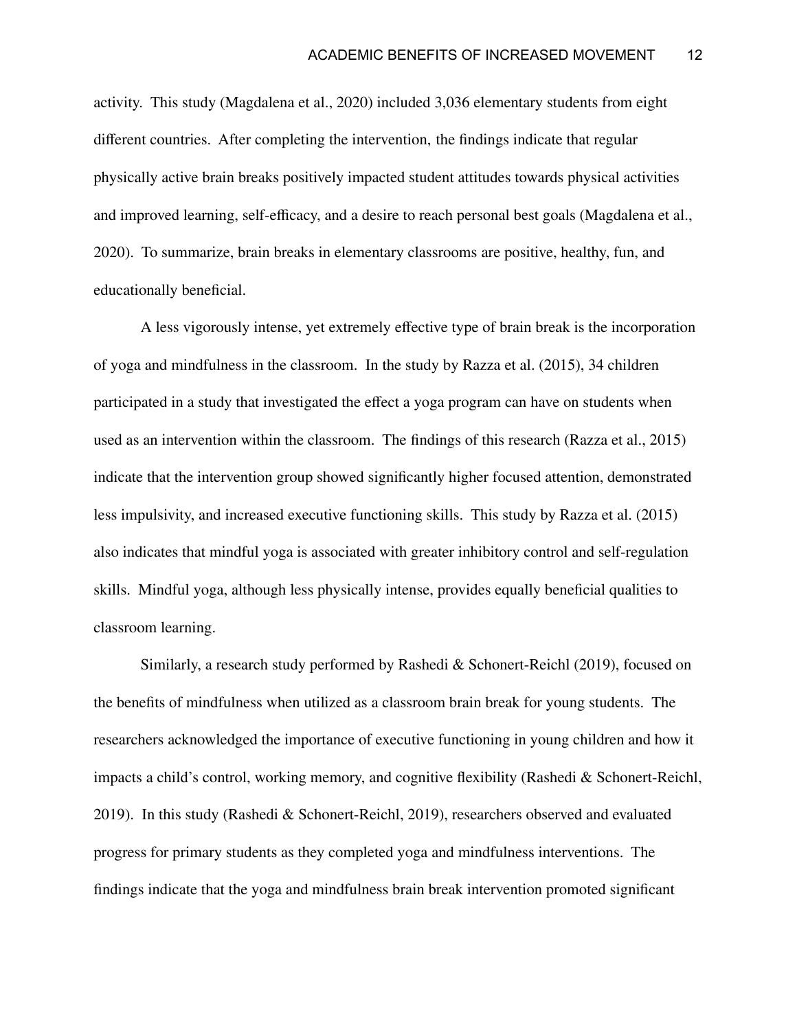activity. This study (Magdalena et al., 2020) included 3,036 elementary students from eight different countries. After completing the intervention, the findings indicate that regular physically active brain breaks positively impacted student attitudes towards physical activities and improved learning, self-efficacy, and a desire to reach personal best goals (Magdalena et al., 2020). To summarize, brain breaks in elementary classrooms are positive, healthy, fun, and educationally beneficial.

A less vigorously intense, yet extremely effective type of brain break is the incorporation of yoga and mindfulness in the classroom. In the study by Razza et al. (2015), 34 children participated in a study that investigated the effect a yoga program can have on students when used as an intervention within the classroom. The findings of this research (Razza et al., 2015) indicate that the intervention group showed significantly higher focused attention, demonstrated less impulsivity, and increased executive functioning skills. This study by Razza et al. (2015) also indicates that mindful yoga is associated with greater inhibitory control and self-regulation skills. Mindful yoga, although less physically intense, provides equally beneficial qualities to classroom learning.

Similarly, a research study performed by Rashedi & Schonert-Reichl (2019), focused on the benefits of mindfulness when utilized as a classroom brain break for young students. The researchers acknowledged the importance of executive functioning in young children and how it impacts a child's control, working memory, and cognitive flexibility (Rashedi & Schonert-Reichl, 2019). In this study (Rashedi & Schonert-Reichl, 2019), researchers observed and evaluated progress for primary students as they completed yoga and mindfulness interventions. The findings indicate that the yoga and mindfulness brain break intervention promoted significant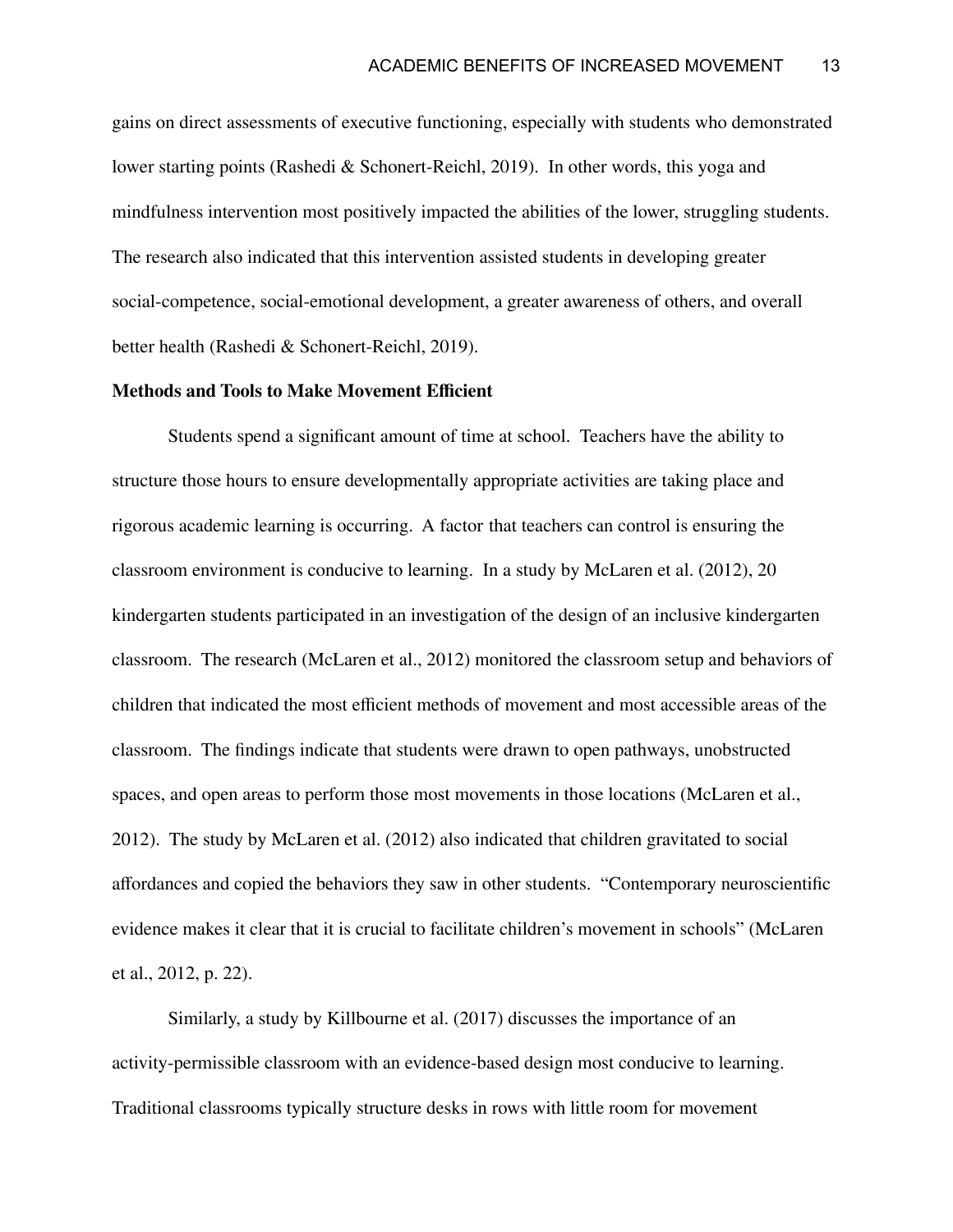gains on direct assessments of executive functioning, especially with students who demonstrated lower starting points (Rashedi & Schonert-Reichl, 2019). In other words, this yoga and mindfulness intervention most positively impacted the abilities of the lower, struggling students. The research also indicated that this intervention assisted students in developing greater social-competence, social-emotional development, a greater awareness of others, and overall better health (Rashedi & Schonert-Reichl, 2019).

**Methods and Tools to Make Movement Efficient**

Students spend a significant amount of time at school. Teachers have the ability to structure those hours to ensure developmentally appropriate activities are taking place and rigorous academic learning is occurring. A factor that teachers can control is ensuring the classroom environment is conducive to learning. In a study by McLaren et al. (2012), 20 kindergarten students participated in an investigation of the design of an inclusive kindergarten classroom. The research (McLaren et al., 2012) monitored the classroom setup and behaviors of children that indicated the most efficient methods of movement and most accessible areas of the classroom. The findings indicate that students were drawn to open pathways, unobstructed spaces, and open areas to perform those most movements in those locations (McLaren et al., 2012). The study by McLaren et al. (2012) also indicated that children gravitated to social affordances and copied the behaviors they saw in other students. "Contemporary neuroscientific evidence makes it clear that it is crucial to facilitate children's movement in schools" (McLaren et al., 2012, p. 22).

Similarly, a study by Killbourne et al. (2017) discusses the importance of an activity-permissible classroom with an evidence-based design most conducive to learning. Traditional classrooms typically structure desks in rows with little room for movement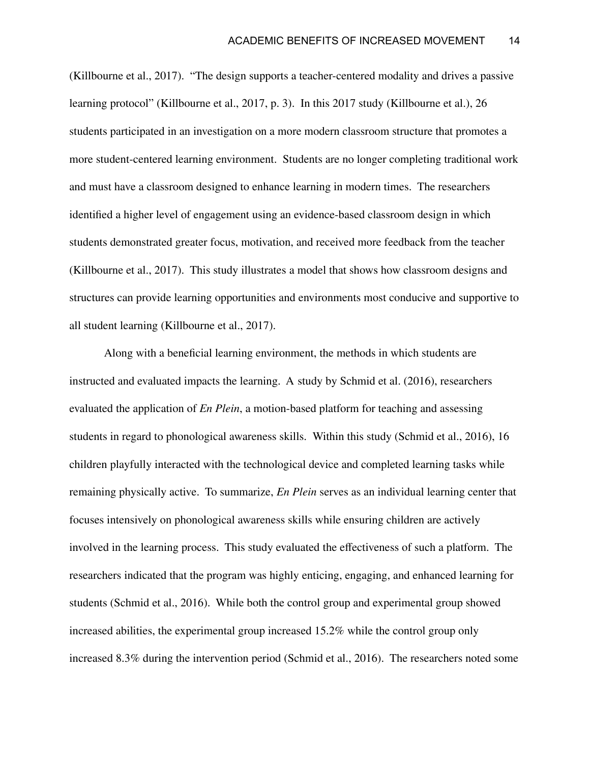(Killbourne et al., 2017). "The design supports a teacher-centered modality and drives a passive learning protocol" (Killbourne et al., 2017, p. 3). In this 2017 study (Killbourne et al.), 26 students participated in an investigation on a more modern classroom structure that promotes a more student-centered learning environment. Students are no longer completing traditional work and must have a classroom designed to enhance learning in modern times. The researchers identified a higher level of engagement using an evidence-based classroom design in which students demonstrated greater focus, motivation, and received more feedback from the teacher (Killbourne et al., 2017). This study illustrates a model that shows how classroom designs and structures can provide learning opportunities and environments most conducive and supportive to all student learning (Killbourne et al., 2017).

Along with a beneficial learning environment, the methods in which students are instructed and evaluated impacts the learning. A study by Schmid et al. (2016), researchers evaluated the application of *En Plein*, a motion-based platform for teaching and assessing students in regard to phonological awareness skills. Within this study (Schmid et al., 2016), 16 children playfully interacted with the technological device and completed learning tasks while remaining physically active. To summarize, *En Plein* serves as an individual learning center that focuses intensively on phonological awareness skills while ensuring children are actively involved in the learning process. This study evaluated the effectiveness of such a platform. The researchers indicated that the program was highly enticing, engaging, and enhanced learning for students (Schmid et al., 2016). While both the control group and experimental group showed increased abilities, the experimental group increased 15.2% while the control group only increased 8.3% during the intervention period (Schmid et al., 2016). The researchers noted some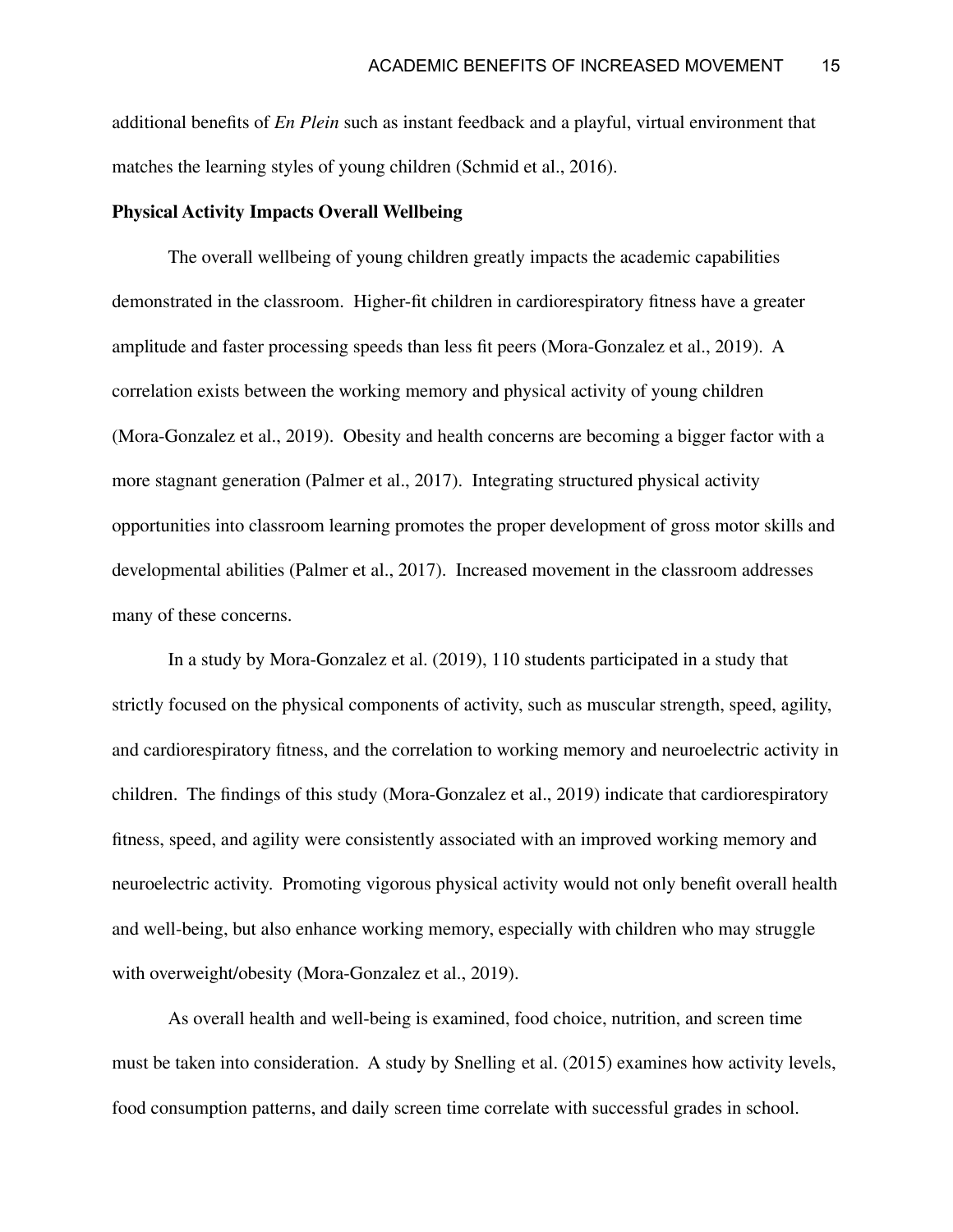additional benefits of *En Plein* such as instant feedback and a playful, virtual environment that matches the learning styles of young children (Schmid et al., 2016).

## Physical Activity Impacts Overall Wellbeing

The overall wellbeing of young children greatly impacts the academic capabilities demonstrated in the classroom. Higher-fit children in cardiorespiratory fitness have a greater amplitude and faster processing speeds than less fit peers (Mora-Gonzalez et al., 2019). A correlation exists between the working memory and physical activity of young children (Mora-Gonzalez et al., 2019). Obesity and health concerns are becoming a bigger factor with a more stagnant generation (Palmer et al., 2017). Integrating structured physical activity opportunities into classroom learning promotes the proper development of gross motor skills and developmental abilities (Palmer et al., 2017). Increased movement in the classroom addresses many of these concerns.

In a study by Mora-Gonzalez et al. (2019), 110 students participated in a study that strictly focused on the physical components of activity, such as muscular strength, speed, agility, and cardiorespiratory fitness, and the correlation to working memory and neuroelectric activity in children. The findings of this study (Mora-Gonzalez et al., 2019) indicate that cardiorespiratory fitness, speed, and agility were consistently associated with an improved working memory and neuroelectric activity. Promoting vigorous physical activity would not only benefit overall health and well-being, but also enhance working memory, especially with children who may struggle with overweight/obesity (Mora-Gonzalez et al., 2019).

As overall health and well-being is examined, food choice, nutrition, and screen time must be taken into consideration. A study by Snelling et al. (2015) examines how activity levels, food consumption patterns, and daily screen time correlate with successful grades in school.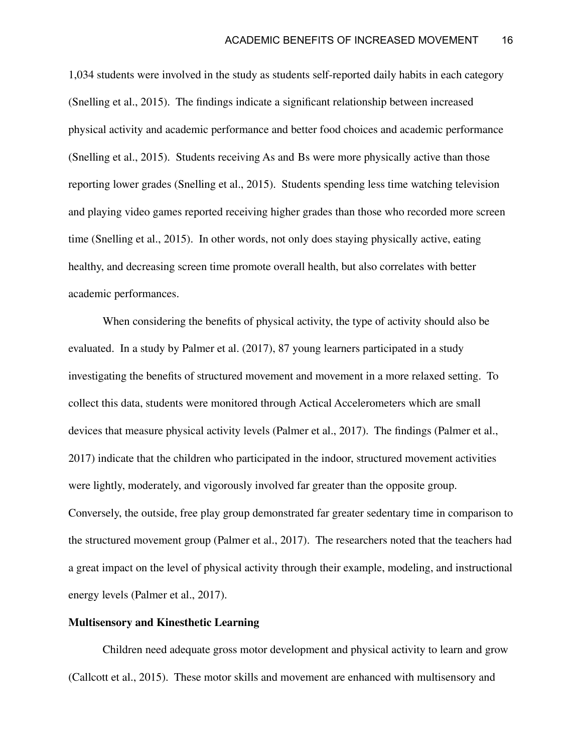1,034 students were involved in the study as students self-reported daily habits in each category (Snelling et al., 2015). The findings indicate a significant relationship between increased physical activity and academic performance and better food choices and academic performance (Snelling et al., 2015). Students receiving As and Bs were more physically active than those reporting lower grades (Snelling et al., 2015). Students spending less time watching television and playing video games reported receiving higher grades than those who recorded more screen time (Snelling et al., 2015). In other words, not only does staying physically active, eating healthy, and decreasing screen time promote overall health, but also correlates with better academic performances.

When considering the benefits of physical activity, the type of activity should also be evaluated. In a study by Palmer et al. (2017), 87 young learners participated in a study investigating the benefits of structured movement and movement in a more relaxed setting. To collect this data, students were monitored through Actical Accelerometers which are small devices that measure physical activity levels (Palmer et al., 2017). The findings (Palmer et al., 2017) indicate that the children who participated in the indoor, structured movement activities were lightly, moderately, and vigorously involved far greater than the opposite group. Conversely, the outside, free play group demonstrated far greater sedentary time in comparison to the structured movement group (Palmer et al., 2017). The researchers noted that the teachers had a great impact on the level of physical activity through their example, modeling, and instructional energy levels (Palmer et al., 2017).

## Multisensory and Kinesthetic Learning

Children need adequate gross motor development and physical activity to learn and grow (Callcott et al., 2015). These motor skills and movement are enhanced with multisensory and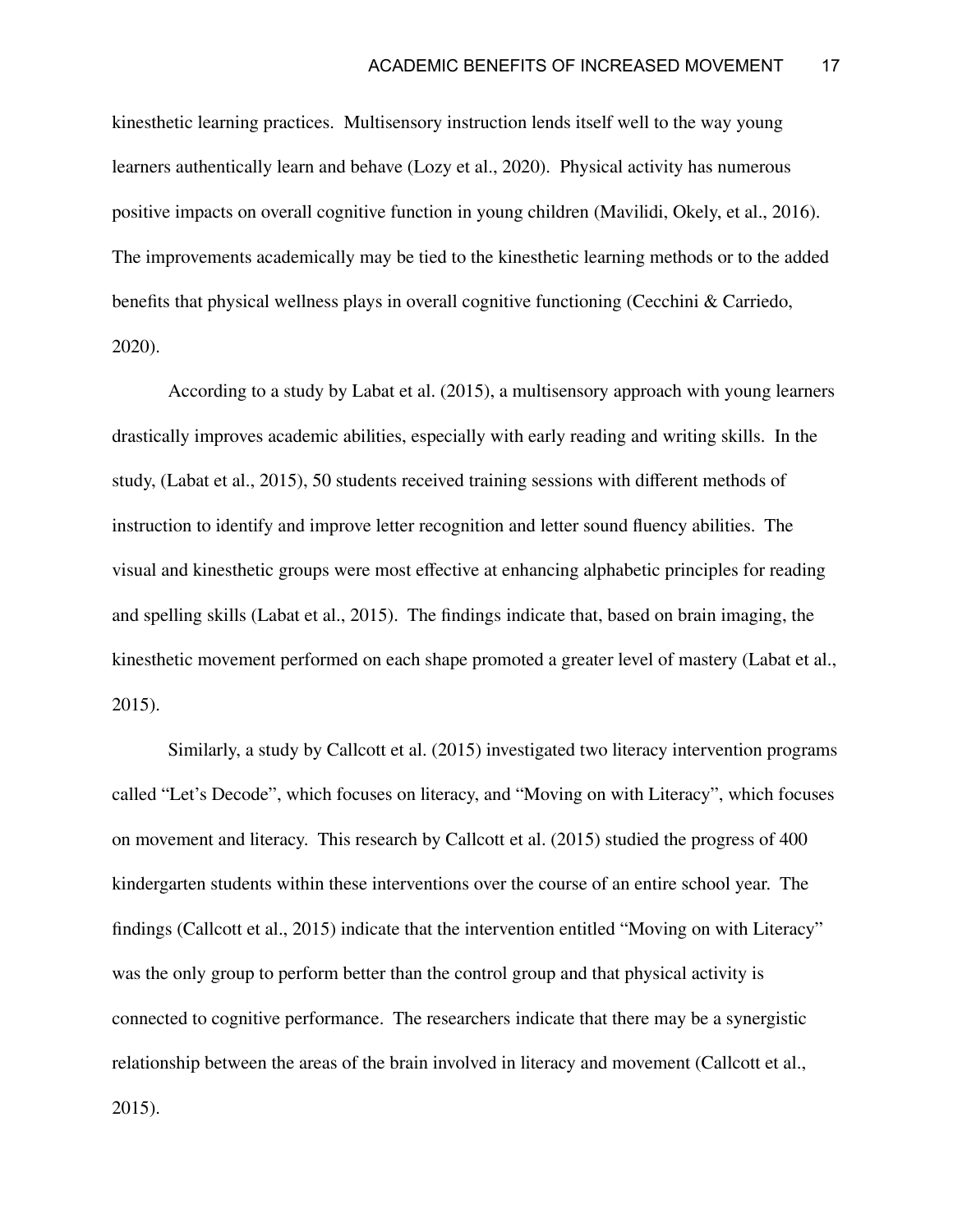kinesthetic learning practices. Multisensory instruction lends itself well to the way young learners authentically learn and behave (Lozy et al., 2020). Physical activity has numerous positive impacts on overall cognitive function in young children (Mavilidi, Okely, et al., 2016). The improvements academically may be tied to the kinesthetic learning methods or to the added benefits that physical wellness plays in overall cognitive functioning (Cecchini & Carriedo, 2020).

According to a study by Labat et al. (2015), a multisensory approach with young learners drastically improves academic abilities, especially with early reading and writing skills. In the study, (Labat et al., 2015), 50 students received training sessions with different methods of instruction to identify and improve letter recognition and letter sound fluency abilities. The visual and kinesthetic groups were most effective at enhancing alphabetic principles for reading and spelling skills (Labat et al., 2015). The findings indicate that, based on brain imaging, the kinesthetic movement performed on each shape promoted a greater level of mastery (Labat et al., 2015).

Similarly, a study by Callcott et al. (2015) investigated two literacy intervention programs called "Let's Decode", which focuses on literacy, and "Moving on with Literacy", which focuses on movement and literacy. This research by Callcott et al. (2015) studied the progress of 400 kindergarten students within these interventions over the course of an entire school year. The findings (Callcott et al., 2015) indicate that the intervention entitled "Moving on with Literacy" was the only group to perform better than the control group and that physical activity is connected to cognitive performance. The researchers indicate that there may be a synergistic relationship between the areas of the brain involved in literacy and movement (Callcott et al., 2015).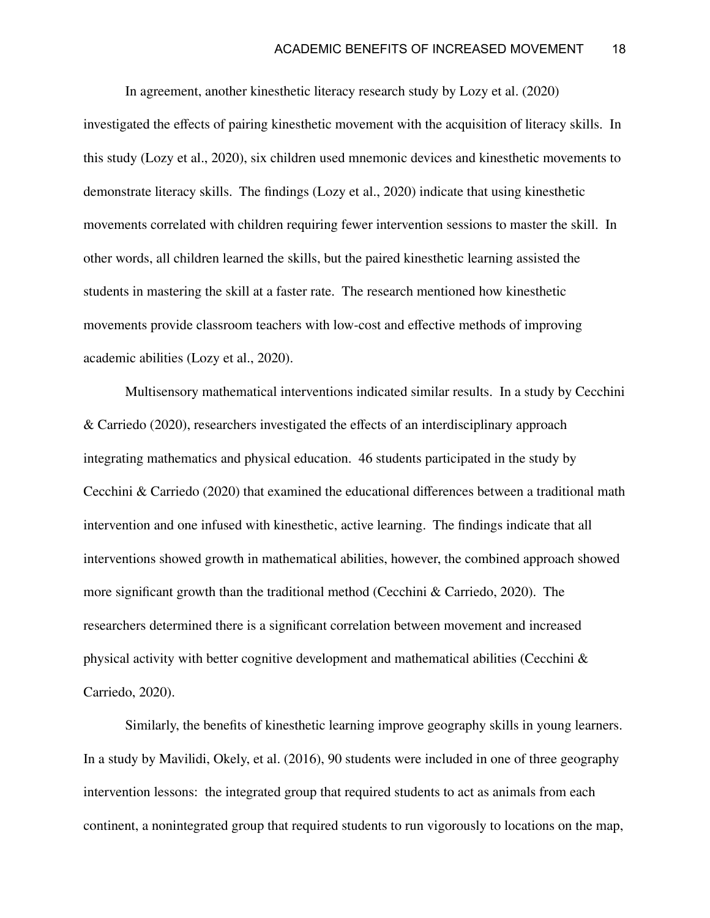In agreement, another kinesthetic literacy research study by Lozy et al. (2020) investigated the effects of pairing kinesthetic movement with the acquisition of literacy skills. In this study (Lozy et al., 2020), six children used mnemonic devices and kinesthetic movements to demonstrate literacy skills. The findings (Lozy et al., 2020) indicate that using kinesthetic movements correlated with children requiring fewer intervention sessions to master the skill. In other words, all children learned the skills, but the paired kinesthetic learning assisted the students in mastering the skill at a faster rate. The research mentioned how kinesthetic movements provide classroom teachers with low-cost and effective methods of improving academic abilities (Lozy et al., 2020).

Multisensory mathematical interventions indicated similar results. In a study by Cecchini & Carriedo (2020), researchers investigated the effects of an interdisciplinary approach integrating mathematics and physical education. 46 students participated in the study by Cecchini & Carriedo (2020) that examined the educational differences between a traditional math intervention and one infused with kinesthetic, active learning. The findings indicate that all interventions showed growth in mathematical abilities, however, the combined approach showed more significant growth than the traditional method (Cecchini & Carriedo, 2020). The researchers determined there is a significant correlation between movement and increased physical activity with better cognitive development and mathematical abilities (Cecchini & Carriedo, 2020).

Similarly, the benefits of kinesthetic learning improve geography skills in young learners. In a study by Mavilidi, Okely, et al. (2016), 90 students were included in one of three geography intervention lessons: the integrated group that required students to act as animals from each continent, a nonintegrated group that required students to run vigorously to locations on the map,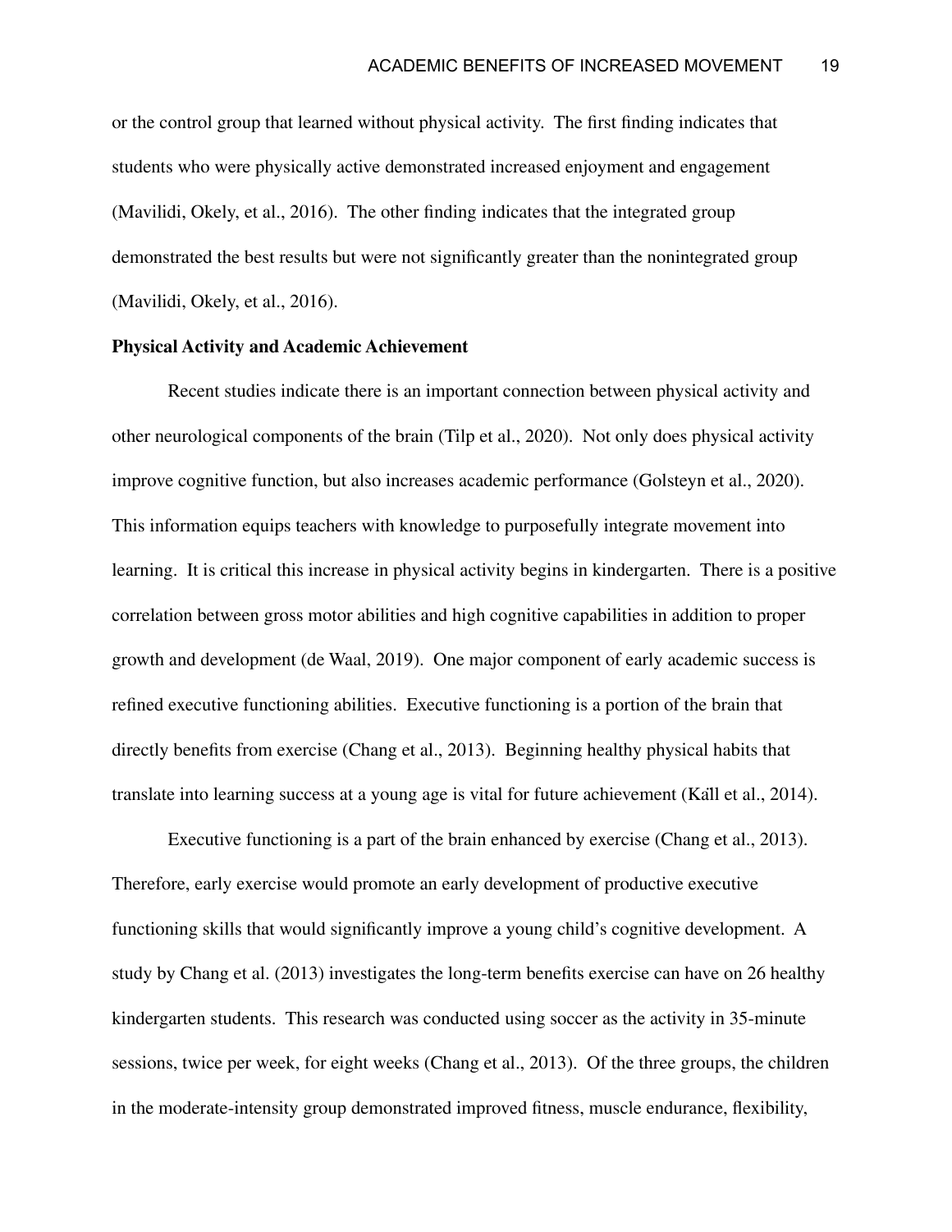or the control group that learned without physical activity. The first finding indicates that students who were physically active demonstrated increased enjoyment and engagement (Mavilidi, Okely, et al., 2016). The other finding indicates that the integrated group demonstrated the best results but were not significantly greater than the nonintegrated group (Mavilidi, Okely, et al., 2016).

**Physical Activity and Academic Achievement**

Recent studies indicate there is an important connection between physical activity and other neurological components of the brain (Tilp et al., 2020). Not only does physical activity improve cognitive function, but also increases academic performance (Golsteyn et al., 2020). This information equips teachers with knowledge to purposefully integrate movement into learning. It is critical this increase in physical activity begins in kindergarten. There is a positive correlation between gross motor abilities and high cognitive capabilities in addition to proper growth and development (de Waal, 2019). One major component of early academic success is refined executive functioning abilities. Executive functioning is a portion of the brain that directly benefits from exercise (Chang et al., 2013). Beginning healthy physical habits that translate into learning success at a young age is vital for future achievement (Käll et al., 2014).

Executive functioning is a part of the brain enhanced by exercise (Chang et al., 2013). Therefore, early exercise would promote an early development of productive executive functioning skills that would significantly improve a young child's cognitive development. A study by Chang et al. (2013) investigates the long-term benefits exercise can have on 26 healthy kindergarten students. This research was conducted using soccer as the activity in 35-minute sessions, twice per week, for eight weeks (Chang et al., 2013). Of the three groups, the children in the moderate-intensity group demonstrated improved fitness, muscle endurance, flexibility,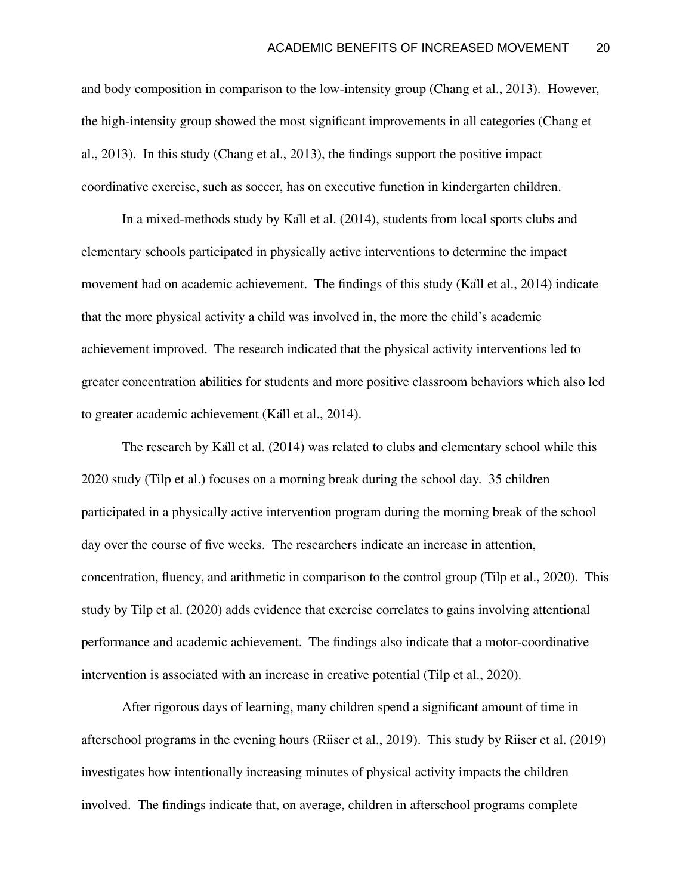and body composition in comparison to the low-intensity group (Chang et al., 2013). However, the high-intensity group showed the most significant improvements in all categories (Chang et al., 2013). In this study (Chang et al., 2013), the findings support the positive impact coordinative exercise, such as soccer, has on executive function in kindergarten children.

In a mixed-methods study by Kall et al. (2014), students from local sports clubs and elementary schools participated in physically active interventions to determine the impact movement had on academic achievement. The findings of this study (Kall et al., 2014) indicate that the more physical activity a child was involved in, the more the child's academic achievement improved. The research indicated that the physical activity interventions led to greater concentration abilities for students and more positive classroom behaviors which also led to greater academic achievement (Kall et al., 2014).

The research by Kall et al. (2014) was related to clubs and elementary school while this 2020 study (Tilp et al.) focuses on a morning break during the school day. 35 children participated in a physically active intervention program during the morning break of the school day over the course of five weeks. The researchers indicate an increase in attention, concentration, fluency, and arithmetic in comparison to the control group (Tilp et al., 2020). This study by Tilp et al. (2020) adds evidence that exercise correlates to gains involving attentional performance and academic achievement. The findings also indicate that a motor-coordinative intervention is associated with an increase in creative potential (Tilp et al., 2020).

After rigorous days of learning, many children spend a significant amount of time in afterschool programs in the evening hours (Riiser et al., 2019). This study by Riiser et al. (2019) investigates how intentionally increasing minutes of physical activity impacts the children involved. The findings indicate that, on average, children in afterschool programs complete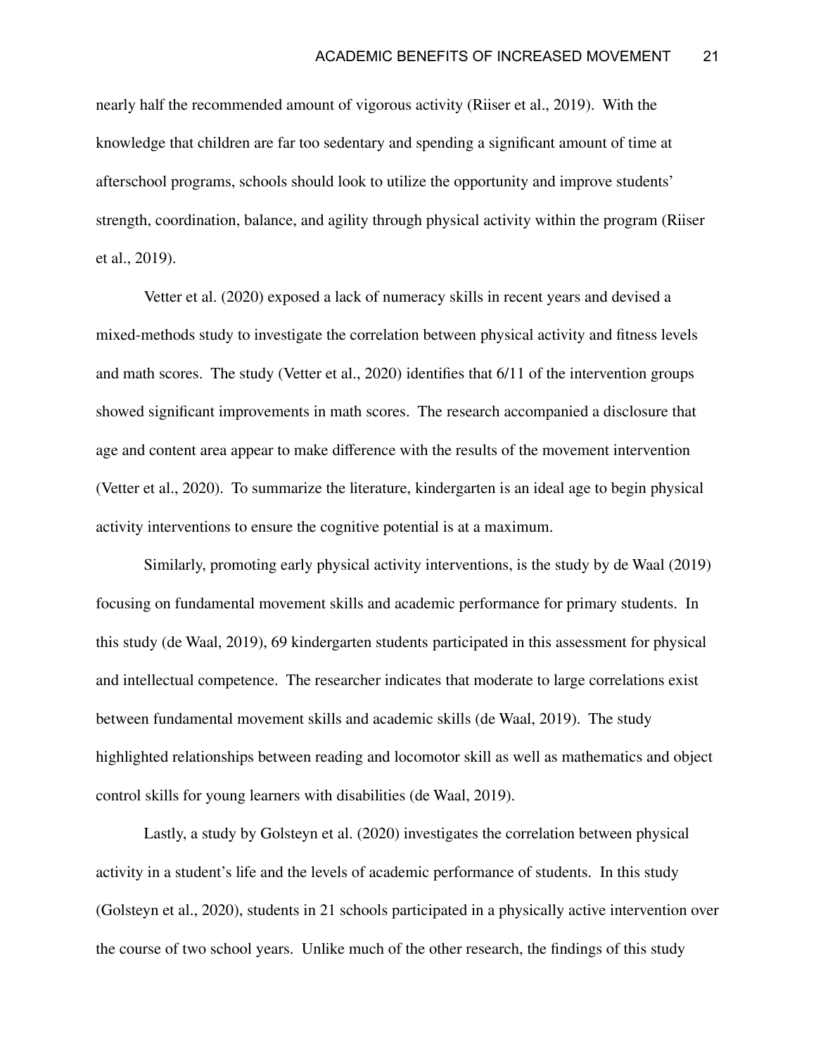nearly half the recommended amount of vigorous activity (Riiser et al., 2019). With the knowledge that children are far too sedentary and spending a significant amount of time at afterschool programs, schools should look to utilize the opportunity and improve students' strength, coordination, balance, and agility through physical activity within the program (Riiser et al., 2019).

Vetter et al. (2020) exposed a lack of numeracy skills in recent years and devised a mixed-methods study to investigate the correlation between physical activity and fitness levels and math scores. The study (Vetter et al., 2020) identifies that 6/11 of the intervention groups showed significant improvements in math scores. The research accompanied a disclosure that age and content area appear to make difference with the results of the movement intervention (Vetter et al., 2020). To summarize the literature, kindergarten is an ideal age to begin physical activity interventions to ensure the cognitive potential is at a maximum.

Similarly, promoting early physical activity interventions, is the study by de Waal (2019) focusing on fundamental movement skills and academic performance for primary students. In this study (de Waal, 2019), 69 kindergarten students participated in this assessment for physical and intellectual competence. The researcher indicates that moderate to large correlations exist between fundamental movement skills and academic skills (de Waal, 2019). The study highlighted relationships between reading and locomotor skill as well as mathematics and object control skills for young learners with disabilities (de Waal, 2019).

Lastly, a study by Golsteyn et al. (2020) investigates the correlation between physical activity in a student's life and the levels of academic performance of students. In this study (Golsteyn et al., 2020), students in 21 schools participated in a physically active intervention over the course of two school years. Unlike much of the other research, the findings of this study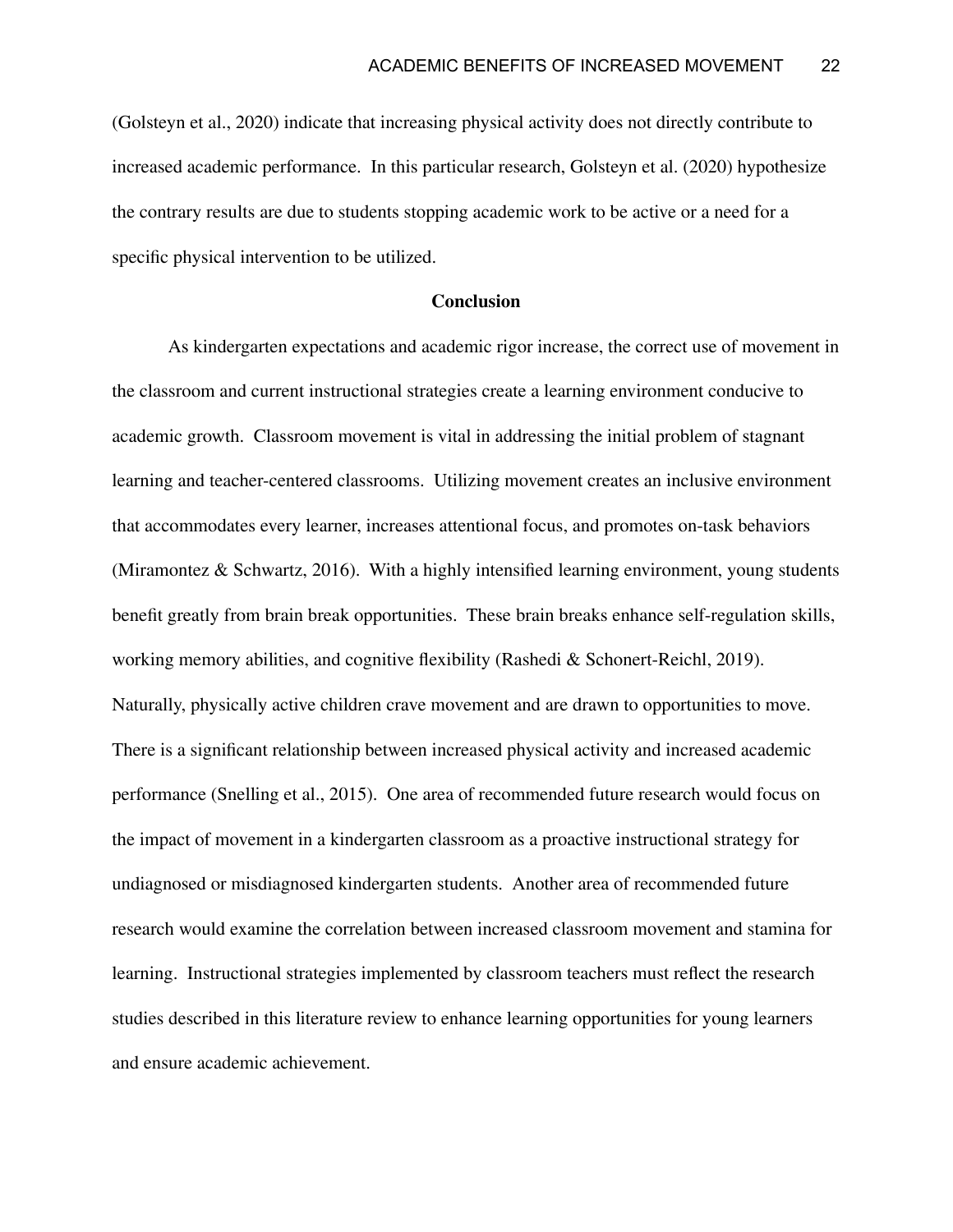(Golsteyn et al., 2020) indicate that increasing physical activity does not directly contribute to increased academic performance. In this particular research, Golsteyn et al. (2020) hypothesize the contrary results are due to students stopping academic work to be active or a need for a specific physical intervention to be utilized.

## Conclusion

As kindergarten expectations and academic rigor increase, the correct use of movement in the classroom and current instructional strategies create a learning environment conducive to academic growth. Classroom movement is vital in addressing the initial problem of stagnant learning and teacher-centered classrooms. Utilizing movement creates an inclusive environment that accommodates every learner, increases attentional focus, and promotes on-task behaviors (Miramontez & Schwartz, 2016). With a highly intensified learning environment, young students benefit greatly from brain break opportunities. These brain breaks enhance self-regulation skills, working memory abilities, and cognitive flexibility (Rashedi & Schonert-Reichl, 2019). Naturally, physically active children crave movement and are drawn to opportunities to move. There is a significant relationship between increased physical activity and increased academic performance (Snelling et al., 2015). One area of recommended future research would focus on the impact of movement in a kindergarten classroom as a proactive instructional strategy for undiagnosed or misdiagnosed kindergarten students. Another area of recommended future research would examine the correlation between increased classroom movement and stamina for learning. Instructional strategies implemented by classroom teachers must reflect the research studies described in this literature review to enhance learning opportunities for young learners and ensure academic achievement.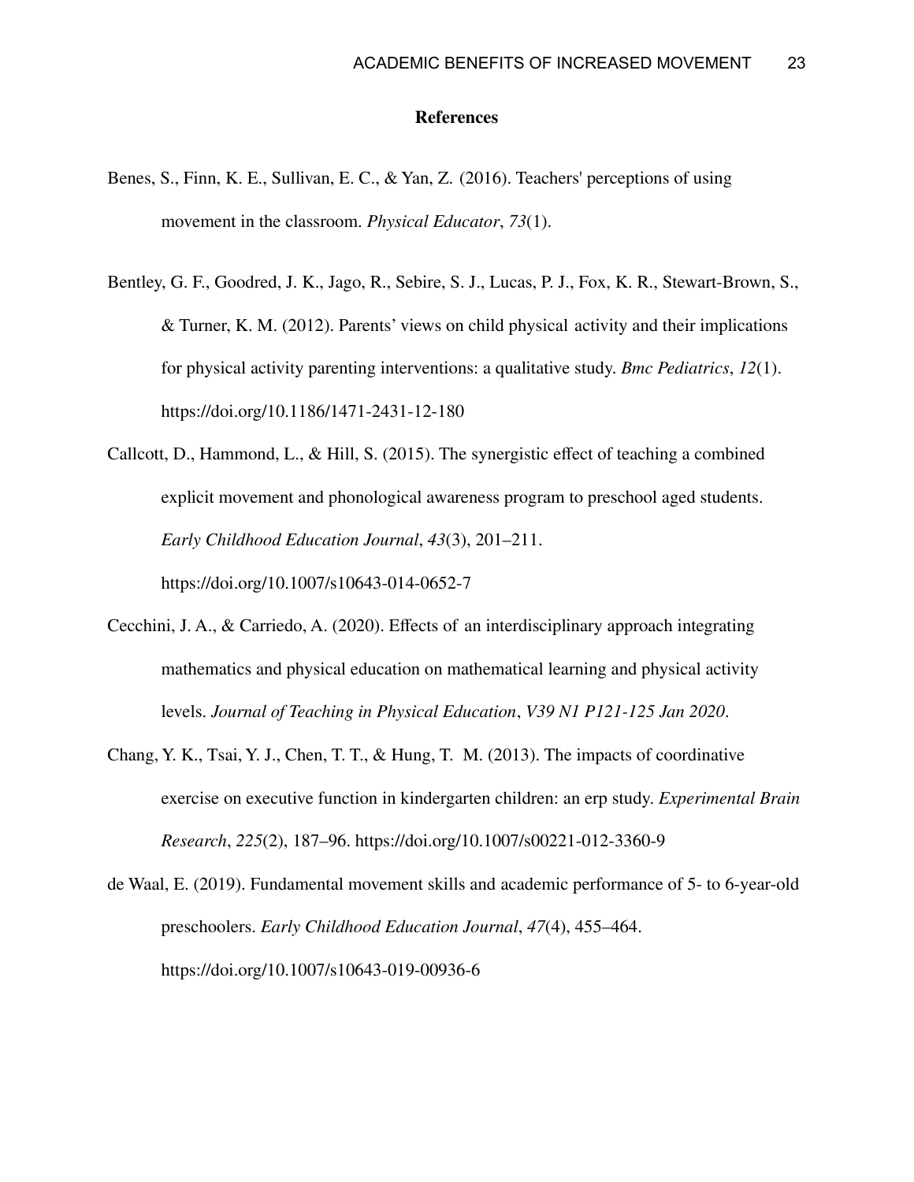# References

Benes, S., Finn, K. E., Sullivan, E. C., & Yan, Z. (2016). Teachers' perceptions of using movement in the classroom. *Physical Educator*, *73*(1).

Bentley, G. F., Goodred, J. K., Jago, R., Sebire, S. J., Lucas, P. J., Fox, K. R., Stewart-Brown, S., & Turner, K. M. (2012). Parents' views on child physical activity and their implications for physical activity parenting interventions: a qualitative study. *Bmc Pediatrics*, *12*(1). https://doi.org/10.1186/1471-2431-12-180

Callcott, D., Hammond, L., & Hill, S. (2015). The synergistic effect of teaching a combined explicit movement and phonological awareness program to preschool aged students. *Early Childhood Education Journal*, *43*(3), 201–211. https://doi.org/10.1007/s10643-014-0652-7

Cecchini, J. A., & Carriedo, A. (2020). Effects of an interdisciplinary approach integrating mathematics and physical education on mathematical learning and physical activity levels. *Journal of Teaching in Physical Education*, *V39 N1 P121-125 Jan 2020*.

Chang, Y. K., Tsai, Y. J., Chen, T. T., & Hung, T. M. (2013). The impacts of coordinative exercise on executive function in kindergarten children: an erp study. *Experimental Brain Research*, *225*(2), 187–96. https://doi.org/10.1007/s00221-012-3360-9

de Waal, E. (2019). Fundamental movement skills and academic performance of 5- to 6-year-old preschoolers. *Early Childhood Education Journal*, *47*(4), 455–464. https://doi.org/10.1007/s10643-019-00936-6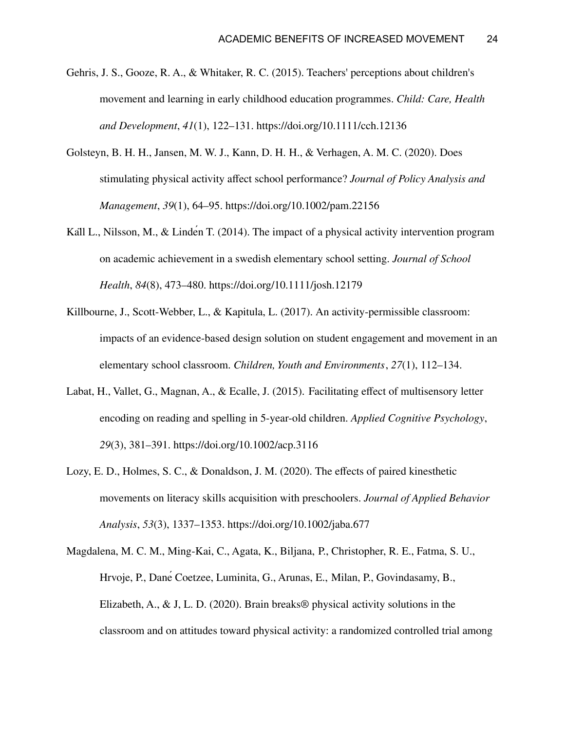Gehris, J. S., Gooze, R. A., & Whitaker, R. C. (2015). Teachers' perceptions about children's movement and learning in early childhood education programmes. *Child: Care, Health and Development*, *41*(1), 122–131. https://doi.org/10.1111/cch.12136

Golsteyn, B. H. H., Jansen, M. W. J., Kann, D. H. H., & Verhagen, A. M. C. (2020). Does stimulating physical activity affect school performance? *Journal of Policy Analysis and Management*, *39*(1), 64–95. https://doi.org/10.1002/pam.22156

Käll L., Nilsson, M., & Lindén T. (2014). The impact of a physical activity intervention program on academic achievement in a swedish elementary school setting. *Journal of School Health*, *84*(8), 473–480. https://doi.org/10.1111/josh.12179

Killbourne, J., Scott-Webber, L., & Kapitula, L. (2017). An activity-permissible classroom: impacts of an evidence-based design solution on student engagement and movement in an elementary school classroom. *Children, Youth and Environments*, *27*(1), 112–134.

Labat, H., Vallet, G., Magnan, A., & Ecalle, J. (2015). Facilitating effect of multisensory letter encoding on reading and spelling in 5-year-old children. *Applied Cognitive Psychology*, *29*(3), 381–391. https://doi.org/10.1002/acp.3116

Lozy, E. D., Holmes, S. C., & Donaldson, J. M. (2020). The effects of paired kinesthetic movements on literacy skills acquisition with preschoolers. *Journal of Applied Behavior Analysis*, *53*(3), 1337–1353. https://doi.org/10.1002/jaba.677

Magdalena, M. C. M., Ming-Kai, C., Agata, K., Biljana, P., Christopher, R. E., Fatma, S. U., Hrvoje, P., Dané Coetzee, Luminita, G., Arunas, E., Milan, P., Govindasamy, B., Elizabeth, A., & J, L. D. (2020). Brain breaks® physical activity solutions in the classroom and on attitudes toward physical activity: a randomized controlled trial among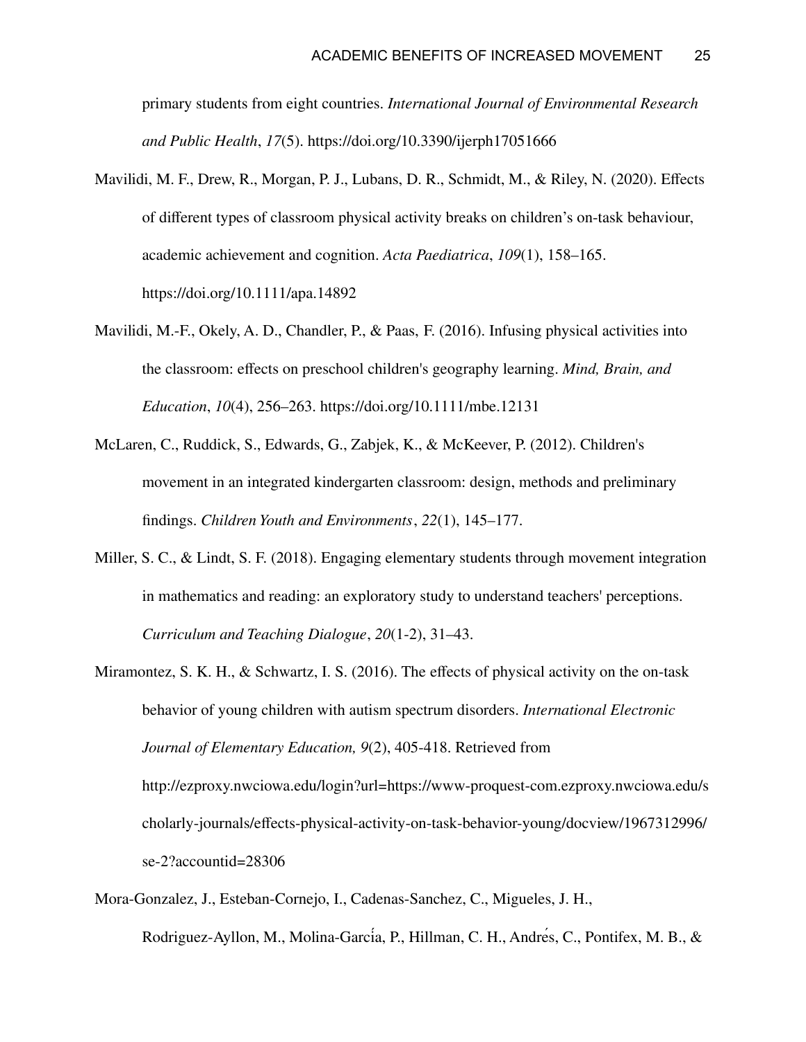primary students from eight countries. *International Journal of Environmental Research and Public Health*, *17*(5). https://doi.org/10.3390/ijerph17051666

Mavilidi, M. F., Drew, R., Morgan, P. J., Lubans, D. R., Schmidt, M., & Riley, N. (2020). Effects of different types of classroom physical activity breaks on children's on-task behaviour, academic achievement and cognition. *Acta Paediatrica*, *109*(1), 158–165. https://doi.org/10.1111/apa.14892

Mavilidi, M.-F., Okely, A. D., Chandler, P., & Paas, F. (2016). Infusing physical activities into the classroom: effects on preschool children's geography learning. *Mind, Brain, and Education*, *10*(4), 256–263. https://doi.org/10.1111/mbe.12131

McLaren, C., Ruddick, S., Edwards, G., Zabjek, K., & McKeever, P. (2012). Children's movement in an integrated kindergarten classroom: design, methods and preliminary findings. *Children Youth and Environments*, *22*(1), 145–177.

Miller, S. C., & Lindt, S. F. (2018). Engaging elementary students through movement integration in mathematics and reading: an exploratory study to understand teachers' perceptions. *Curriculum and Teaching Dialogue*, *20*(1-2), 31–43.

Miramontez, S. K. H., & Schwartz, I. S. (2016). The effects of physical activity on the on-task behavior of young children with autism spectrum disorders. *International Electronic Journal of Elementary Education, 9*(2), 405-418. Retrieved from http://ezproxy.nwciowa.edu/login?url=https://www-proquest-com.ezproxy.nwciowa.edu/scholarly-journals/effects-physical-activity-on-task-behavior-young/docview/1967312996/se-2?accountid=28306

Mora-Gonzalez, J., Esteban-Cornejo, I., Cadenas-Sanchez, C., Migueles, J. H., Rodriguez-Ayllon, M., Molina-García, P., Hillman, C. H., Andrés, C., Pontifex, M. B., &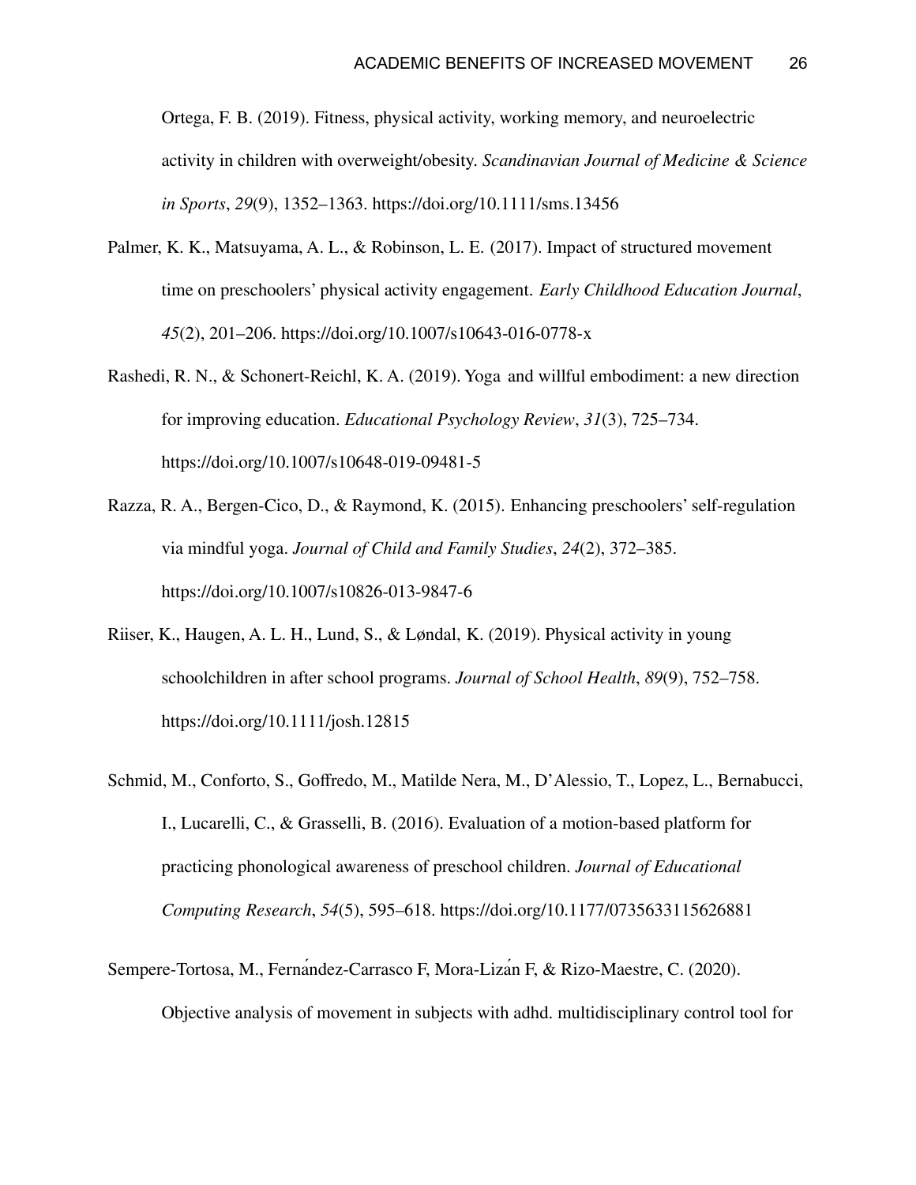Ortega, F. B. (2019). Fitness, physical activity, working memory, and neuroelectric activity in children with overweight/obesity. *Scandinavian Journal of Medicine & Science in Sports*, *29*(9), 1352–1363. https://doi.org/10.1111/sms.13456

Palmer, K. K., Matsuyama, A. L., & Robinson, L. E. (2017). Impact of structured movement time on preschoolers' physical activity engagement. *Early Childhood Education Journal*, *45*(2), 201–206. https://doi.org/10.1007/s10643-016-0778-x

Rashedi, R. N., & Schonert-Reichl, K. A. (2019). Yoga and willful embodiment: a new direction for improving education. *Educational Psychology Review*, *31*(3), 725–734. https://doi.org/10.1007/s10648-019-09481-5

Razza, R. A., Bergen-Cico, D., & Raymond, K. (2015). Enhancing preschoolers' self-regulation via mindful yoga. *Journal of Child and Family Studies*, *24*(2), 372–385. https://doi.org/10.1007/s10826-013-9847-6

Riiser, K., Haugen, A. L. H., Lund, S., & Løndal, K. (2019). Physical activity in young schoolchildren in after school programs. *Journal of School Health*, *89*(9), 752–758. https://doi.org/10.1111/josh.12815

Schmid, M., Conforto, S., Goffredo, M., Matilde Nera, M., D'Alessio, T., Lopez, L., Bernabucci, I., Lucarelli, C., & Grasselli, B. (2016). Evaluation of a motion-based platform for practicing phonological awareness of preschool children. *Journal of Educational Computing Research*, *54*(5), 595–618. https://doi.org/10.1177/0735633115626881

Sempere-Tortosa, M., Fernández-Carrasco F, Mora-Lizán F, & Rizo-Maestre, C. (2020). Objective analysis of movement in subjects with adhd. multidisciplinary control tool for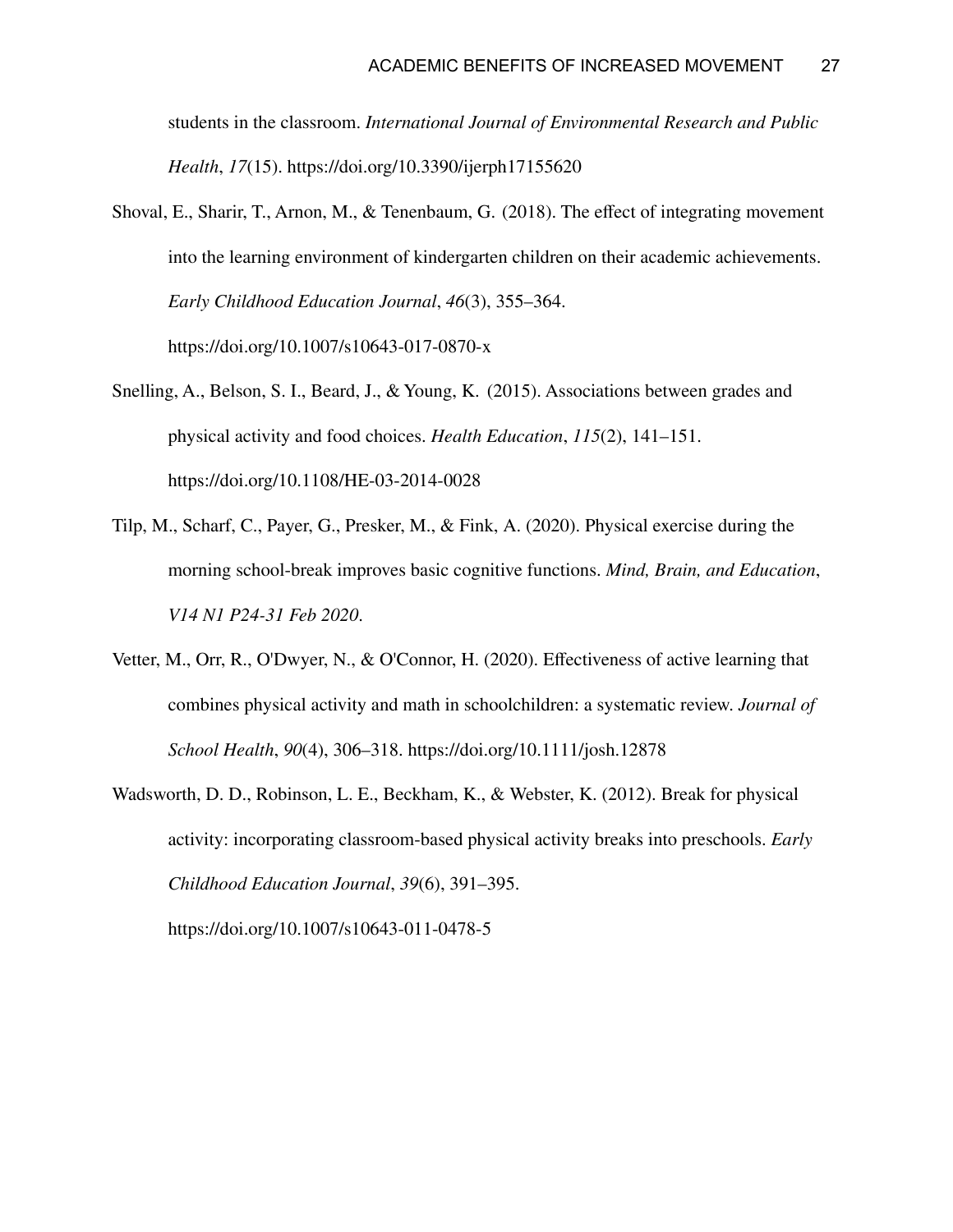students in the classroom. *International Journal of Environmental Research and Public Health*, *17*(15). https://doi.org/10.3390/ijerph17155620

Shoval, E., Sharir, T., Arnon, M., & Tenenbaum, G. (2018). The effect of integrating movement into the learning environment of kindergarten children on their academic achievements. *Early Childhood Education Journal*, *46*(3), 355–364. https://doi.org/10.1007/s10643-017-0870-x

Snelling, A., Belson, S. I., Beard, J., & Young, K. (2015). Associations between grades and physical activity and food choices. *Health Education*, *115*(2), 141–151. https://doi.org/10.1108/HE-03-2014-0028

Tilp, M., Scharf, C., Payer, G., Presker, M., & Fink, A. (2020). Physical exercise during the morning school-break improves basic cognitive functions. *Mind, Brain, and Education*, *V14 N1 P24-31 Feb 2020*.

Vetter, M., Orr, R., O'Dwyer, N., & O'Connor, H. (2020). Effectiveness of active learning that combines physical activity and math in schoolchildren: a systematic review. *Journal of School Health*, *90*(4), 306–318. https://doi.org/10.1111/josh.12878

Wadsworth, D. D., Robinson, L. E., Beckham, K., & Webster, K. (2012). Break for physical activity: incorporating classroom-based physical activity breaks into preschools. *Early Childhood Education Journal*, *39*(6), 391–395. https://doi.org/10.1007/s10643-011-0478-5